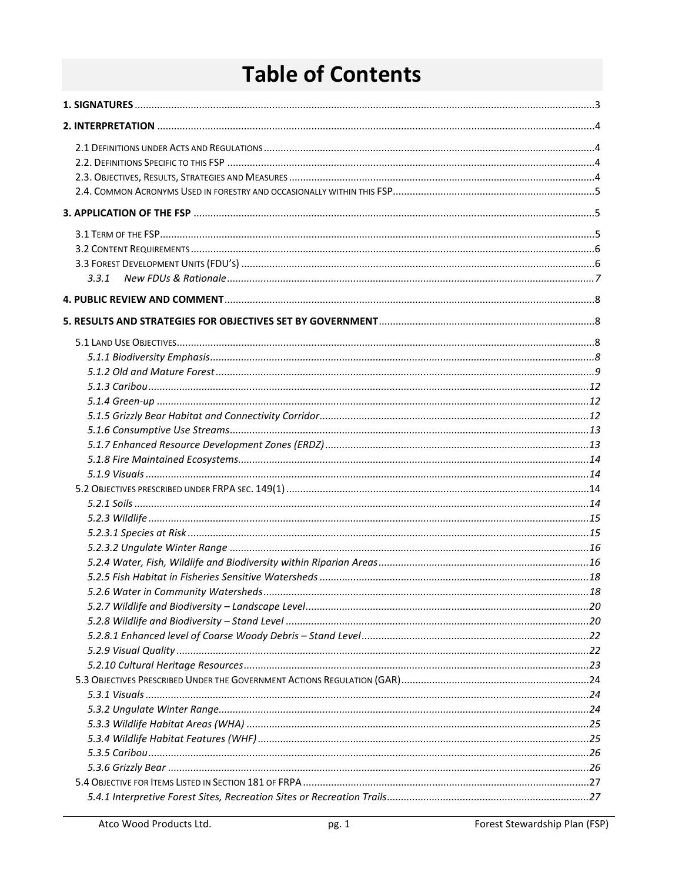# Table of Contents

**1. SIGNATURES** .......... 3

**2. INTERPRETATION** .......... 4

- 2.1 Definitions under Acts and Regulations .......... 4
- 2.2. Definitions Specific to this FSP .......... 4
- 2.3. Objectives, Results, Strategies and Measures .......... 4
- 2.4. Common Acronyms Used in forestry and occasionally within this FSP .......... 5

**3. APPLICATION OF THE FSP** .......... 5

- 3.1 Term of the FSP .......... 5
- 3.2 Content Requirements .......... 6
- 3.3 Forest Development Units (FDU's) .......... 6
  - *3.3.1 New FDUs & Rationale* .......... 7

**4. PUBLIC REVIEW AND COMMENT** .......... 8

**5. RESULTS AND STRATEGIES FOR OBJECTIVES SET BY GOVERNMENT** .......... 8

- 5.1 Land Use Objectives .......... 8
  - *5.1.1 Biodiversity Emphasis* .......... 8
  - *5.1.2 Old and Mature Forest* .......... 9
  - *5.1.3 Caribou* .......... 12
  - *5.1.4 Green-up* .......... 12
  - *5.1.5 Grizzly Bear Habitat and Connectivity Corridor* .......... 12
  - *5.1.6 Consumptive Use Streams* .......... 13
  - *5.1.7 Enhanced Resource Development Zones (ERDZ)* .......... 13
  - *5.1.8 Fire Maintained Ecosystems* .......... 14
  - *5.1.9 Visuals* .......... 14
- 5.2 Objectives prescribed under FRPA sec. 149(1) .......... 14
  - *5.2.1 Soils* .......... 14
  - *5.2.3 Wildlife* .......... 15
  - *5.2.3.1 Species at Risk* .......... 15
  - *5.2.3.2 Ungulate Winter Range* .......... 16
  - *5.2.4 Water, Fish, Wildlife and Biodiversity within Riparian Areas* .......... 16
  - *5.2.5 Fish Habitat in Fisheries Sensitive Watersheds* .......... 18
  - *5.2.6 Water in Community Watersheds* .......... 18
  - *5.2.7 Wildlife and Biodiversity – Landscape Level* .......... 20
  - *5.2.8 Wildlife and Biodiversity – Stand Level* .......... 20
  - *5.2.8.1 Enhanced level of Coarse Woody Debris – Stand Level* .......... 22
  - *5.2.9 Visual Quality* .......... 22
  - *5.2.10 Cultural Heritage Resources* .......... 23
- 5.3 Objectives Prescribed Under the Government Actions Regulation (GAR) .......... 24
  - *5.3.1 Visuals* .......... 24
  - *5.3.2 Ungulate Winter Range* .......... 24
  - *5.3.3 Wildlife Habitat Areas (WHA)* .......... 25
  - *5.3.4 Wildlife Habitat Features (WHF)* .......... 25
  - *5.3.5 Caribou* .......... 26
  - *5.3.6 Grizzly Bear* .......... 26
- 5.4 Objective for Items Listed in Section 181 of FRPA .......... 27
  - *5.4.1 Interpretive Forest Sites, Recreation Sites or Recreation Trails* .......... 27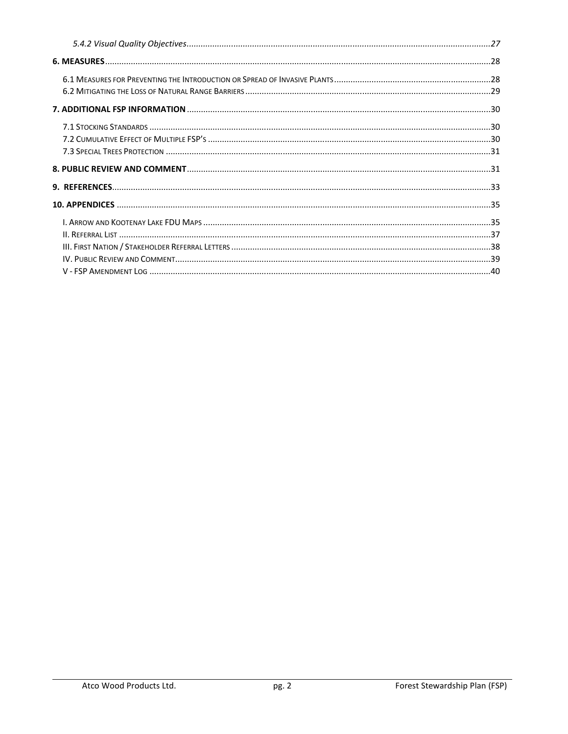*5.4.2 Visual Quality Objectives....27*

**6. MEASURES....28**

6.1 Measures for Preventing the Introduction or Spread of Invasive Plants....28
6.2 Mitigating the Loss of Natural Range Barriers....29

**7. ADDITIONAL FSP INFORMATION....30**

7.1 Stocking Standards....30
7.2 Cumulative Effect of Multiple FSP's....30
7.3 Special Trees Protection....31

**8. PUBLIC REVIEW AND COMMENT....31**

**9. REFERENCES....33**

**10. APPENDICES....35**

I. Arrow and Kootenay Lake FDU Maps....35
II. Referral List....37
III. First Nation / Stakeholder Referral Letters....38
IV. Public Review and Comment....39
V - FSP Amendment Log....40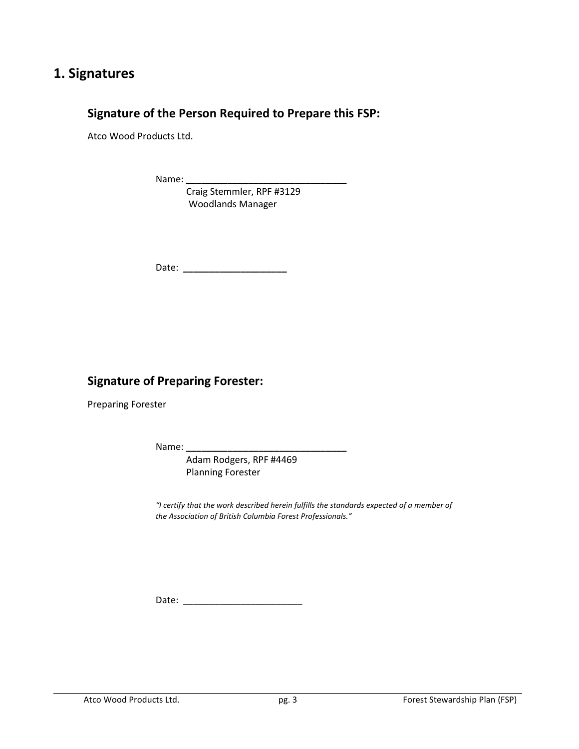# 1. Signatures

## Signature of the Person Required to Prepare this FSP:

Atco Wood Products Ltd.

Name: ______________________________

Craig Stemmler, RPF #3129

Woodlands Manager

Date: ____________________

## Signature of Preparing Forester:

Preparing Forester

Name: ______________________________

Adam Rodgers, RPF #4469

Planning Forester

*"I certify that the work described herein fulfills the standards expected of a member of the Association of British Columbia Forest Professionals."*

Date: ______________________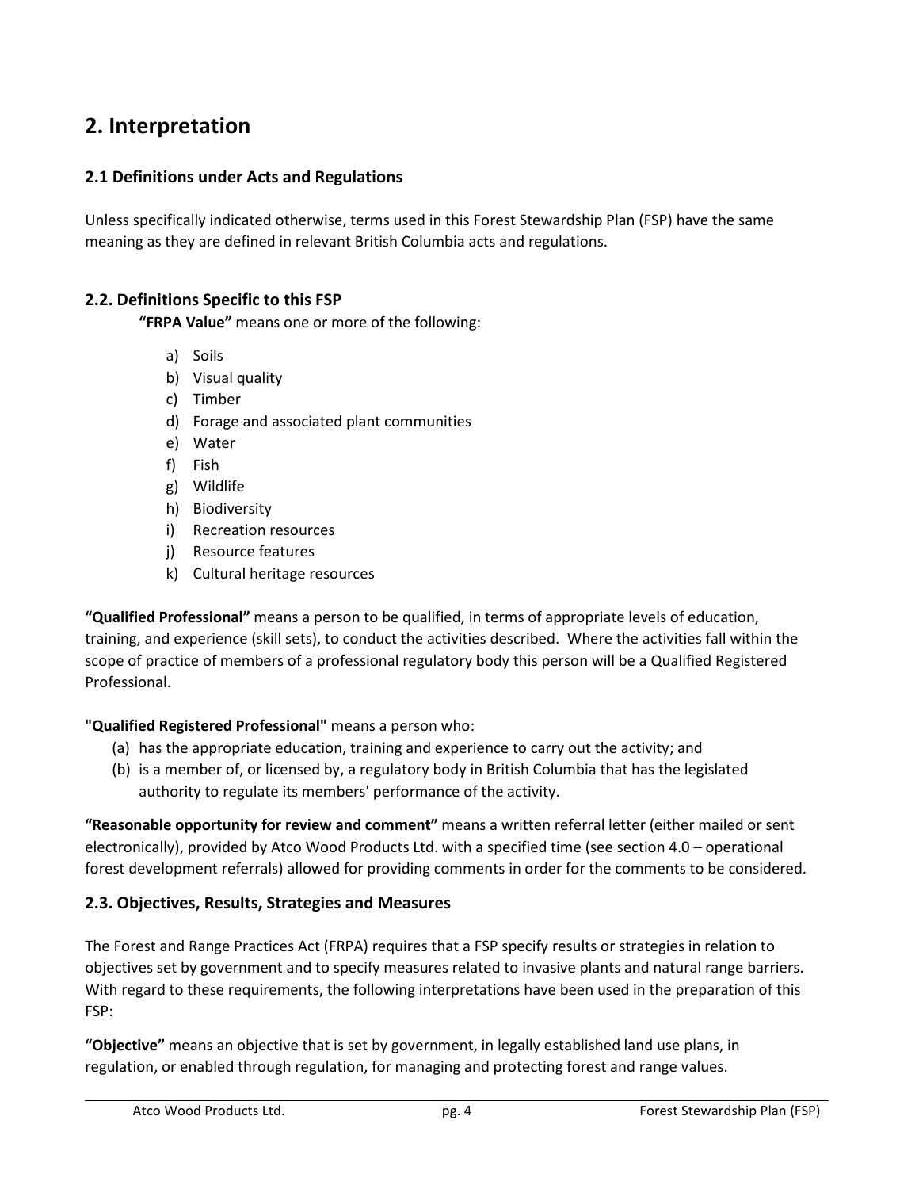# 2. Interpretation

## 2.1 Definitions under Acts and Regulations

Unless specifically indicated otherwise, terms used in this Forest Stewardship Plan (FSP) have the same meaning as they are defined in relevant British Columbia acts and regulations.

## 2.2. Definitions Specific to this FSP

**"FRPA Value"** means one or more of the following:

a) Soils
b) Visual quality
c) Timber
d) Forage and associated plant communities
e) Water
f) Fish
g) Wildlife
h) Biodiversity
i) Recreation resources
j) Resource features
k) Cultural heritage resources

**"Qualified Professional"** means a person to be qualified, in terms of appropriate levels of education, training, and experience (skill sets), to conduct the activities described. Where the activities fall within the scope of practice of members of a professional regulatory body this person will be a Qualified Registered Professional.

**"Qualified Registered Professional"** means a person who:

(a) has the appropriate education, training and experience to carry out the activity; and
(b) is a member of, or licensed by, a regulatory body in British Columbia that has the legislated authority to regulate its members' performance of the activity.

**"Reasonable opportunity for review and comment"** means a written referral letter (either mailed or sent electronically), provided by Atco Wood Products Ltd. with a specified time (see section 4.0 – operational forest development referrals) allowed for providing comments in order for the comments to be considered.

## 2.3. Objectives, Results, Strategies and Measures

The Forest and Range Practices Act (FRPA) requires that a FSP specify results or strategies in relation to objectives set by government and to specify measures related to invasive plants and natural range barriers. With regard to these requirements, the following interpretations have been used in the preparation of this FSP:

**"Objective"** means an objective that is set by government, in legally established land use plans, in regulation, or enabled through regulation, for managing and protecting forest and range values.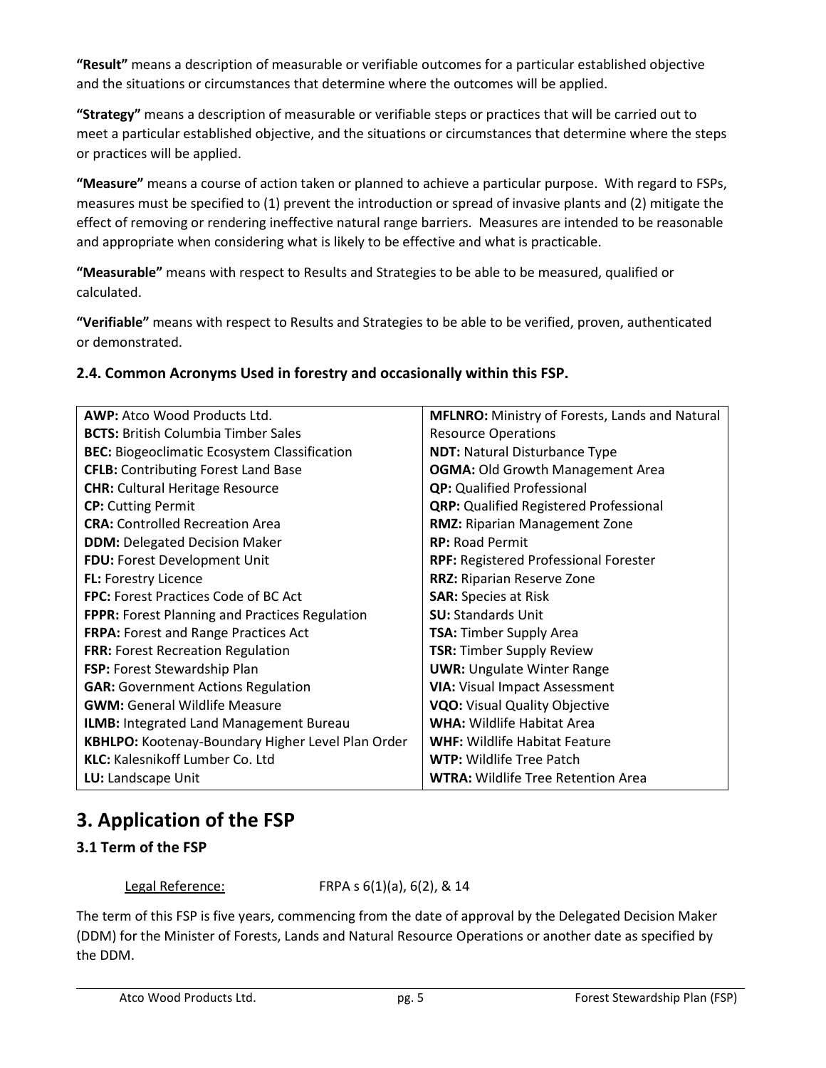**"Result"** means a description of measurable or verifiable outcomes for a particular established objective and the situations or circumstances that determine where the outcomes will be applied.

**"Strategy"** means a description of measurable or verifiable steps or practices that will be carried out to meet a particular established objective, and the situations or circumstances that determine where the steps or practices will be applied.

**"Measure"** means a course of action taken or planned to achieve a particular purpose. With regard to FSPs, measures must be specified to (1) prevent the introduction or spread of invasive plants and (2) mitigate the effect of removing or rendering ineffective natural range barriers. Measures are intended to be reasonable and appropriate when considering what is likely to be effective and what is practicable.

**"Measurable"** means with respect to Results and Strategies to be able to be measured, qualified or calculated.

**"Verifiable"** means with respect to Results and Strategies to be able to be verified, proven, authenticated or demonstrated.

### 2.4. Common Acronyms Used in forestry and occasionally within this FSP.

| | |
|---|---|
| **AWP:** Atco Wood Products Ltd. | **MFLNRO:** Ministry of Forests, Lands and Natural Resource Operations |
| **BCTS:** British Columbia Timber Sales | **NDT:** Natural Disturbance Type |
| **BEC:** Biogeoclimatic Ecosystem Classification | **OGMA:** Old Growth Management Area |
| **CFLB:** Contributing Forest Land Base | **QP:** Qualified Professional |
| **CHR:** Cultural Heritage Resource | **QRP:** Qualified Registered Professional |
| **CP:** Cutting Permit | **RMZ:** Riparian Management Zone |
| **CRA:** Controlled Recreation Area | **RP:** Road Permit |
| **DDM:** Delegated Decision Maker | **RPF:** Registered Professional Forester |
| **FDU:** Forest Development Unit | **RRZ:** Riparian Reserve Zone |
| **FL:** Forestry Licence | **SAR:** Species at Risk |
| **FPC:** Forest Practices Code of BC Act | **SU:** Standards Unit |
| **FPPR:** Forest Planning and Practices Regulation | **TSA:** Timber Supply Area |
| **FRPA:** Forest and Range Practices Act | **TSR:** Timber Supply Review |
| **FRR:** Forest Recreation Regulation | **UWR:** Ungulate Winter Range |
| **FSP:** Forest Stewardship Plan | **VIA:** Visual Impact Assessment |
| **GAR:** Government Actions Regulation | **VQO:** Visual Quality Objective |
| **GWM:** General Wildlife Measure | **WHA:** Wildlife Habitat Area |
| **ILMB:** Integrated Land Management Bureau | **WHF:** Wildlife Habitat Feature |
| **KBHLPO:** Kootenay-Boundary Higher Level Plan Order | **WTP:** Wildlife Tree Patch |
| **KLC:** Kalesnikoff Lumber Co. Ltd | **WTRA:** Wildlife Tree Retention Area |
| **LU:** Landscape Unit | |

# 3. Application of the FSP

### 3.1 Term of the FSP

Legal Reference: FRPA s 6(1)(a), 6(2), & 14

The term of this FSP is five years, commencing from the date of approval by the Delegated Decision Maker (DDM) for the Minister of Forests, Lands and Natural Resource Operations or another date as specified by the DDM.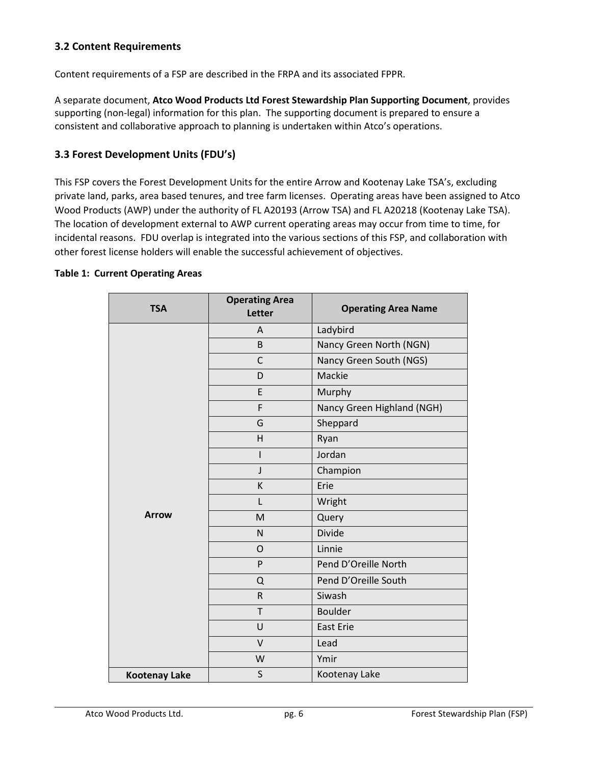### 3.2 Content Requirements

Content requirements of a FSP are described in the FRPA and its associated FPPR.

A separate document, **Atco Wood Products Ltd Forest Stewardship Plan Supporting Document**, provides supporting (non-legal) information for this plan. The supporting document is prepared to ensure a consistent and collaborative approach to planning is undertaken within Atco's operations.

### 3.3 Forest Development Units (FDU's)

This FSP covers the Forest Development Units for the entire Arrow and Kootenay Lake TSA's, excluding private land, parks, area based tenures, and tree farm licenses. Operating areas have been assigned to Atco Wood Products (AWP) under the authority of FL A20193 (Arrow TSA) and FL A20218 (Kootenay Lake TSA). The location of development external to AWP current operating areas may occur from time to time, for incidental reasons. FDU overlap is integrated into the various sections of this FSP, and collaboration with other forest license holders will enable the successful achievement of objectives.

**Table 1: Current Operating Areas**

| TSA | Operating Area Letter | Operating Area Name |
|---|---|---|
| Arrow | A | Ladybird |
| | B | Nancy Green North (NGN) |
| | C | Nancy Green South (NGS) |
| | D | Mackie |
| | E | Murphy |
| | F | Nancy Green Highland (NGH) |
| | G | Sheppard |
| | H | Ryan |
| | I | Jordan |
| | J | Champion |
| | K | Erie |
| | L | Wright |
| | M | Query |
| | N | Divide |
| | O | Linnie |
| | P | Pend D'Oreille North |
| | Q | Pend D'Oreille South |
| | R | Siwash |
| | T | Boulder |
| | U | East Erie |
| | V | Lead |
| | W | Ymir |
| Kootenay Lake | S | Kootenay Lake |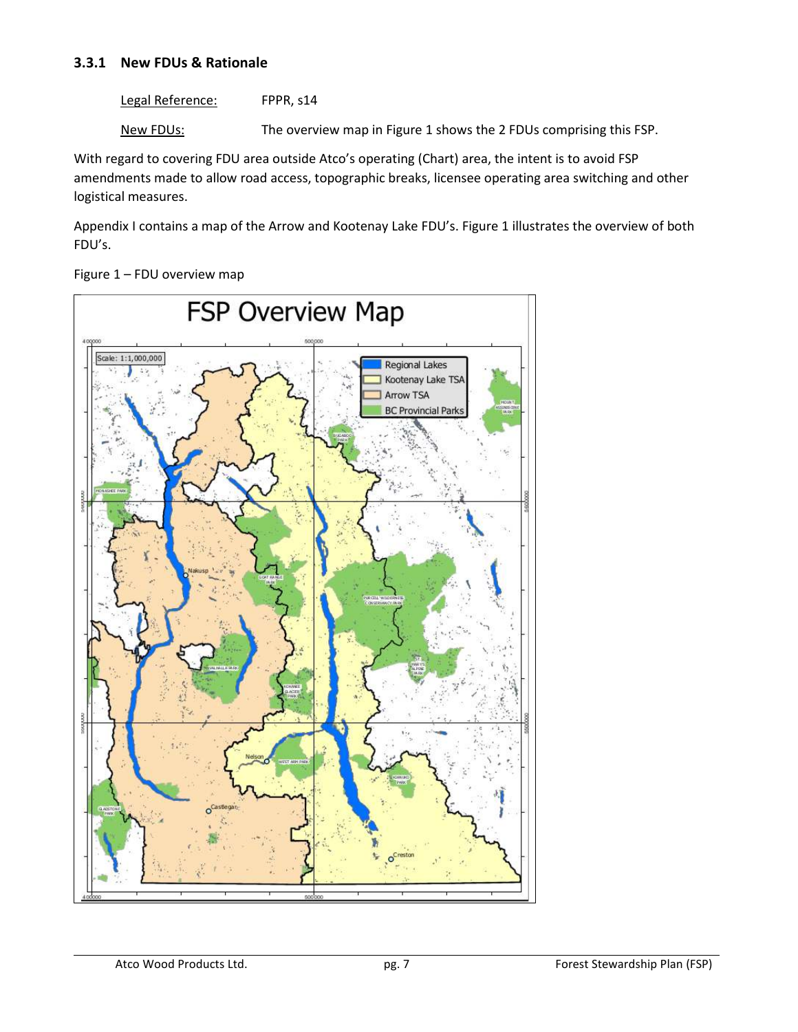### 3.3.1 New FDUs & Rationale

Legal Reference: FPPR, s14

New FDUs: The overview map in Figure 1 shows the 2 FDUs comprising this FSP.

With regard to covering FDU area outside Atco's operating (Chart) area, the intent is to avoid FSP amendments made to allow road access, topographic breaks, licensee operating area switching and other logistical measures.

Appendix I contains a map of the Arrow and Kootenay Lake FDU's. Figure 1 illustrates the overview of both FDU's.

Figure 1 – FDU overview map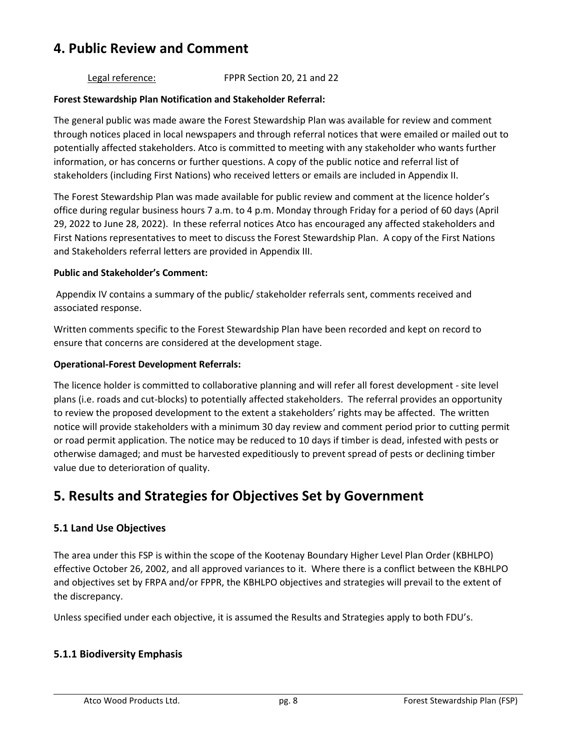# 4. Public Review and Comment

Legal reference: FPPR Section 20, 21 and 22

**Forest Stewardship Plan Notification and Stakeholder Referral:**

The general public was made aware the Forest Stewardship Plan was available for review and comment through notices placed in local newspapers and through referral notices that were emailed or mailed out to potentially affected stakeholders. Atco is committed to meeting with any stakeholder who wants further information, or has concerns or further questions. A copy of the public notice and referral list of stakeholders (including First Nations) who received letters or emails are included in Appendix II.

The Forest Stewardship Plan was made available for public review and comment at the licence holder's office during regular business hours 7 a.m. to 4 p.m. Monday through Friday for a period of 60 days (April 29, 2022 to June 28, 2022). In these referral notices Atco has encouraged any affected stakeholders and First Nations representatives to meet to discuss the Forest Stewardship Plan. A copy of the First Nations and Stakeholders referral letters are provided in Appendix III.

**Public and Stakeholder's Comment:**

Appendix IV contains a summary of the public/ stakeholder referrals sent, comments received and associated response.

Written comments specific to the Forest Stewardship Plan have been recorded and kept on record to ensure that concerns are considered at the development stage.

**Operational-Forest Development Referrals:**

The licence holder is committed to collaborative planning and will refer all forest development - site level plans (i.e. roads and cut-blocks) to potentially affected stakeholders. The referral provides an opportunity to review the proposed development to the extent a stakeholders' rights may be affected. The written notice will provide stakeholders with a minimum 30 day review and comment period prior to cutting permit or road permit application. The notice may be reduced to 10 days if timber is dead, infested with pests or otherwise damaged; and must be harvested expeditiously to prevent spread of pests or declining timber value due to deterioration of quality.

# 5. Results and Strategies for Objectives Set by Government

## 5.1 Land Use Objectives

The area under this FSP is within the scope of the Kootenay Boundary Higher Level Plan Order (KBHLPO) effective October 26, 2002, and all approved variances to it. Where there is a conflict between the KBHLPO and objectives set by FRPA and/or FPPR, the KBHLPO objectives and strategies will prevail to the extent of the discrepancy.

Unless specified under each objective, it is assumed the Results and Strategies apply to both FDU's.

### 5.1.1 Biodiversity Emphasis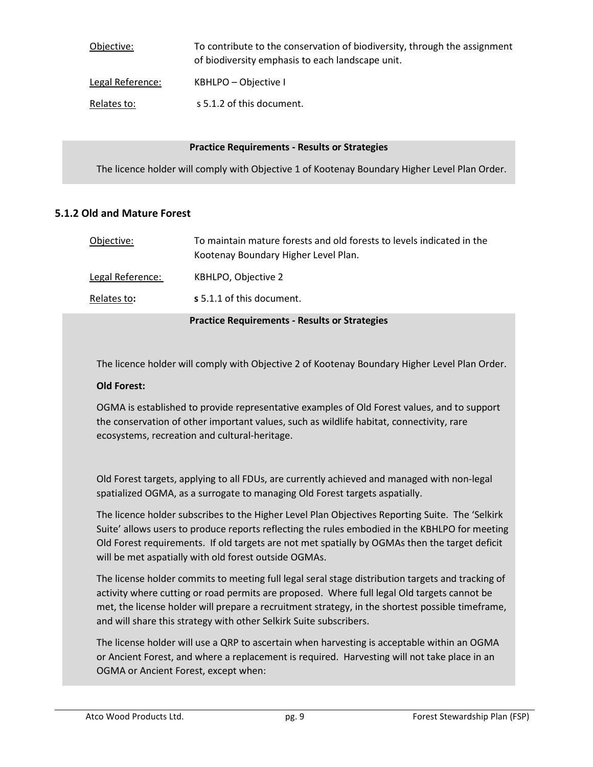Objective: To contribute to the conservation of biodiversity, through the assignment of biodiversity emphasis to each landscape unit.

Legal Reference: KBHLPO – Objective I

Relates to: s 5.1.2 of this document.

**Practice Requirements - Results or Strategies**

The licence holder will comply with Objective 1 of Kootenay Boundary Higher Level Plan Order.

### 5.1.2 Old and Mature Forest

Objective: To maintain mature forests and old forests to levels indicated in the Kootenay Boundary Higher Level Plan.

Legal Reference: KBHLPO, Objective 2

Relates to: **s** 5.1.1 of this document.

**Practice Requirements - Results or Strategies**

The licence holder will comply with Objective 2 of Kootenay Boundary Higher Level Plan Order.

**Old Forest:**

OGMA is established to provide representative examples of Old Forest values, and to support the conservation of other important values, such as wildlife habitat, connectivity, rare ecosystems, recreation and cultural-heritage.

Old Forest targets, applying to all FDUs, are currently achieved and managed with non-legal spatialized OGMA, as a surrogate to managing Old Forest targets aspatially.

The licence holder subscribes to the Higher Level Plan Objectives Reporting Suite. The 'Selkirk Suite' allows users to produce reports reflecting the rules embodied in the KBHLPO for meeting Old Forest requirements. If old targets are not met spatially by OGMAs then the target deficit will be met aspatially with old forest outside OGMAs.

The license holder commits to meeting full legal seral stage distribution targets and tracking of activity where cutting or road permits are proposed. Where full legal Old targets cannot be met, the license holder will prepare a recruitment strategy, in the shortest possible timeframe, and will share this strategy with other Selkirk Suite subscribers.

The license holder will use a QRP to ascertain when harvesting is acceptable within an OGMA or Ancient Forest, and where a replacement is required. Harvesting will not take place in an OGMA or Ancient Forest, except when: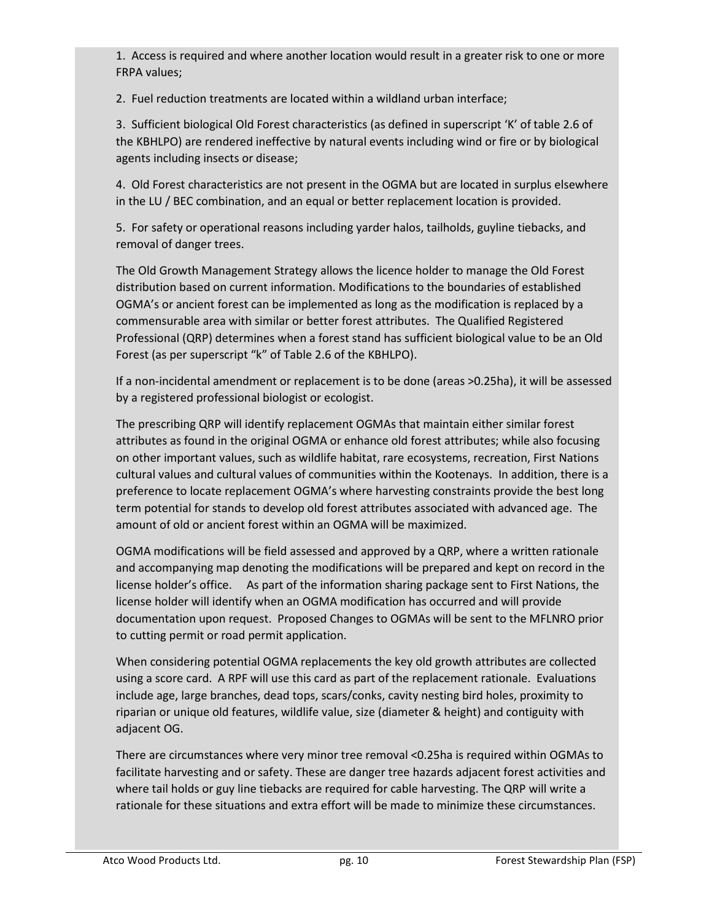1. Access is required and where another location would result in a greater risk to one or more FRPA values;

2. Fuel reduction treatments are located within a wildland urban interface;

3. Sufficient biological Old Forest characteristics (as defined in superscript 'K' of table 2.6 of the KBHLPO) are rendered ineffective by natural events including wind or fire or by biological agents including insects or disease;

4. Old Forest characteristics are not present in the OGMA but are located in surplus elsewhere in the LU / BEC combination, and an equal or better replacement location is provided.

5. For safety or operational reasons including yarder halos, tailholds, guyline tiebacks, and removal of danger trees.

The Old Growth Management Strategy allows the licence holder to manage the Old Forest distribution based on current information. Modifications to the boundaries of established OGMA's or ancient forest can be implemented as long as the modification is replaced by a commensurable area with similar or better forest attributes. The Qualified Registered Professional (QRP) determines when a forest stand has sufficient biological value to be an Old Forest (as per superscript "k" of Table 2.6 of the KBHLPO).

If a non-incidental amendment or replacement is to be done (areas >0.25ha), it will be assessed by a registered professional biologist or ecologist.

The prescribing QRP will identify replacement OGMAs that maintain either similar forest attributes as found in the original OGMA or enhance old forest attributes; while also focusing on other important values, such as wildlife habitat, rare ecosystems, recreation, First Nations cultural values and cultural values of communities within the Kootenays. In addition, there is a preference to locate replacement OGMA's where harvesting constraints provide the best long term potential for stands to develop old forest attributes associated with advanced age. The amount of old or ancient forest within an OGMA will be maximized.

OGMA modifications will be field assessed and approved by a QRP, where a written rationale and accompanying map denoting the modifications will be prepared and kept on record in the license holder's office. As part of the information sharing package sent to First Nations, the license holder will identify when an OGMA modification has occurred and will provide documentation upon request. Proposed Changes to OGMAs will be sent to the MFLNRO prior to cutting permit or road permit application.

When considering potential OGMA replacements the key old growth attributes are collected using a score card. A RPF will use this card as part of the replacement rationale. Evaluations include age, large branches, dead tops, scars/conks, cavity nesting bird holes, proximity to riparian or unique old features, wildlife value, size (diameter & height) and contiguity with adjacent OG.

There are circumstances where very minor tree removal <0.25ha is required within OGMAs to facilitate harvesting and or safety. These are danger tree hazards adjacent forest activities and where tail holds or guy line tiebacks are required for cable harvesting. The QRP will write a rationale for these situations and extra effort will be made to minimize these circumstances.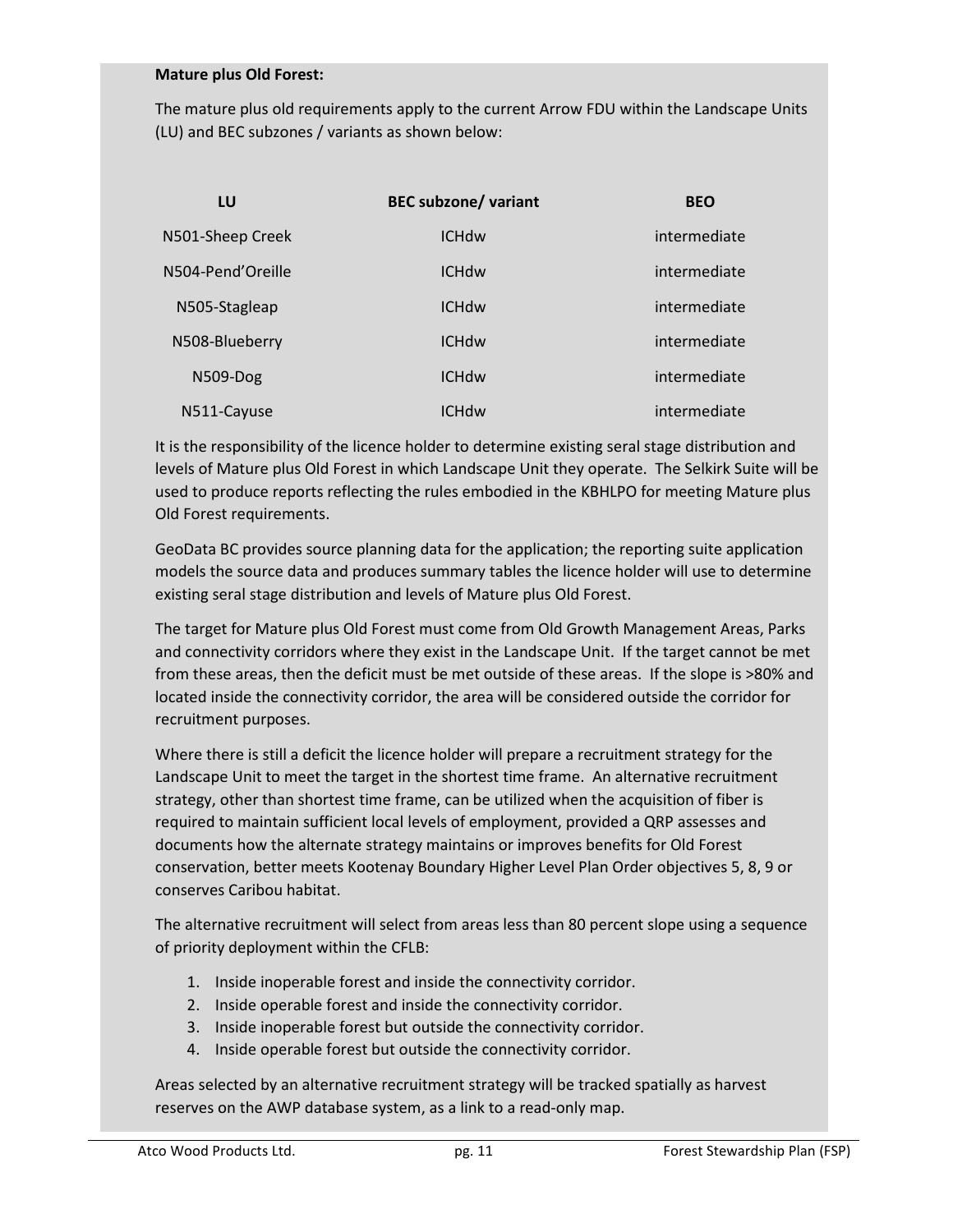**Mature plus Old Forest:**

The mature plus old requirements apply to the current Arrow FDU within the Landscape Units (LU) and BEC subzones / variants as shown below:

| LU | BEC subzone/ variant | BEO |
|---|---|---|
| N501-Sheep Creek | ICHdw | intermediate |
| N504-Pend'Oreille | ICHdw | intermediate |
| N505-Stagleap | ICHdw | intermediate |
| N508-Blueberry | ICHdw | intermediate |
| N509-Dog | ICHdw | intermediate |
| N511-Cayuse | ICHdw | intermediate |

It is the responsibility of the licence holder to determine existing seral stage distribution and levels of Mature plus Old Forest in which Landscape Unit they operate. The Selkirk Suite will be used to produce reports reflecting the rules embodied in the KBHLPO for meeting Mature plus Old Forest requirements.

GeoData BC provides source planning data for the application; the reporting suite application models the source data and produces summary tables the licence holder will use to determine existing seral stage distribution and levels of Mature plus Old Forest.

The target for Mature plus Old Forest must come from Old Growth Management Areas, Parks and connectivity corridors where they exist in the Landscape Unit. If the target cannot be met from these areas, then the deficit must be met outside of these areas. If the slope is >80% and located inside the connectivity corridor, the area will be considered outside the corridor for recruitment purposes.

Where there is still a deficit the licence holder will prepare a recruitment strategy for the Landscape Unit to meet the target in the shortest time frame. An alternative recruitment strategy, other than shortest time frame, can be utilized when the acquisition of fiber is required to maintain sufficient local levels of employment, provided a QRP assesses and documents how the alternate strategy maintains or improves benefits for Old Forest conservation, better meets Kootenay Boundary Higher Level Plan Order objectives 5, 8, 9 or conserves Caribou habitat.

The alternative recruitment will select from areas less than 80 percent slope using a sequence of priority deployment within the CFLB:

1. Inside inoperable forest and inside the connectivity corridor.
2. Inside operable forest and inside the connectivity corridor.
3. Inside inoperable forest but outside the connectivity corridor.
4. Inside operable forest but outside the connectivity corridor.

Areas selected by an alternative recruitment strategy will be tracked spatially as harvest reserves on the AWP database system, as a link to a read-only map.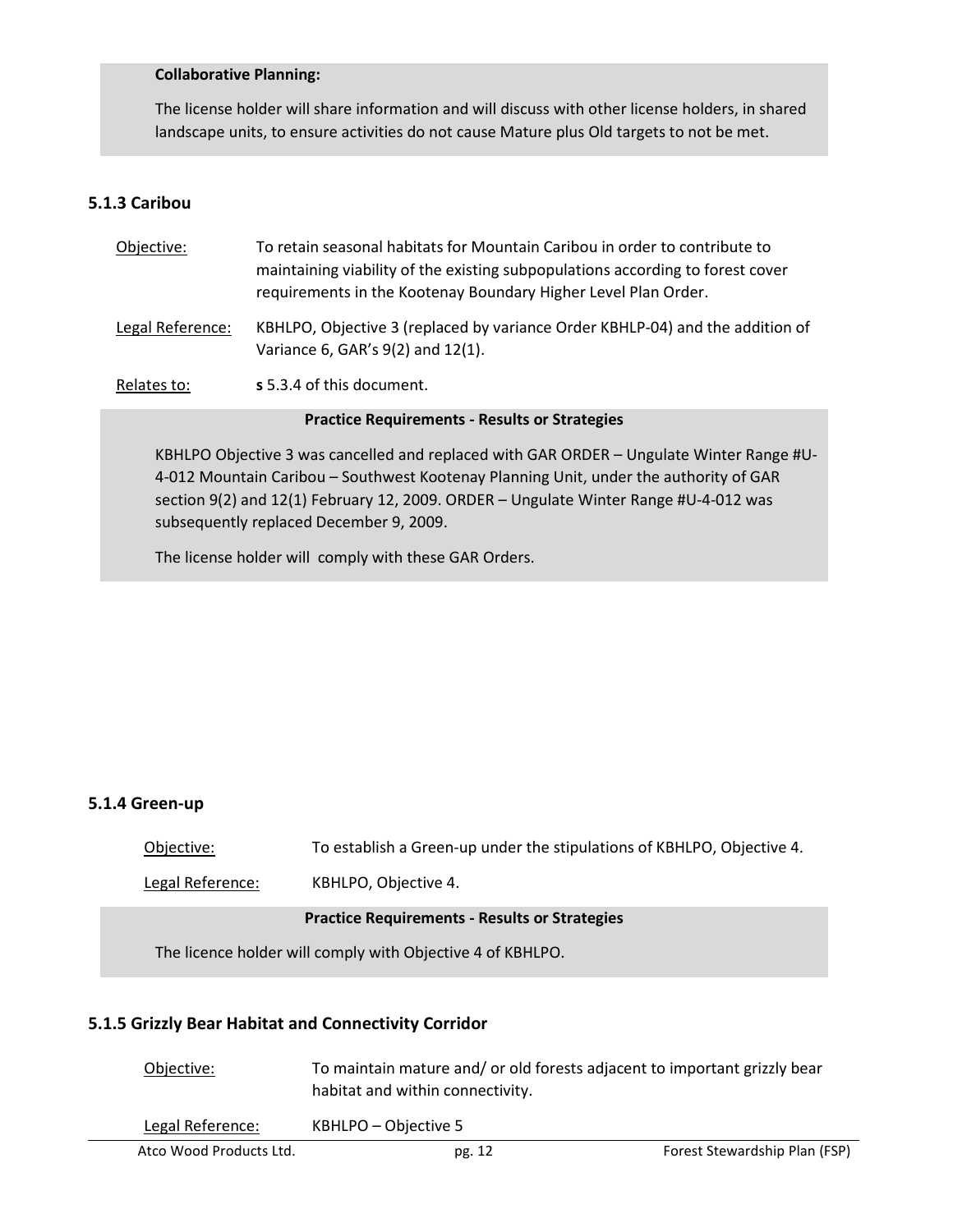**Collaborative Planning:**

The license holder will share information and will discuss with other license holders, in shared landscape units, to ensure activities do not cause Mature plus Old targets to not be met.

### 5.1.3 Caribou

Objective: To retain seasonal habitats for Mountain Caribou in order to contribute to maintaining viability of the existing subpopulations according to forest cover requirements in the Kootenay Boundary Higher Level Plan Order.

Legal Reference: KBHLPO, Objective 3 (replaced by variance Order KBHLP-04) and the addition of Variance 6, GAR's 9(2) and 12(1).

Relates to: **s** 5.3.4 of this document.

**Practice Requirements - Results or Strategies**

KBHLPO Objective 3 was cancelled and replaced with GAR ORDER – Ungulate Winter Range #U-4-012 Mountain Caribou – Southwest Kootenay Planning Unit, under the authority of GAR section 9(2) and 12(1) February 12, 2009. ORDER – Ungulate Winter Range #U-4-012 was subsequently replaced December 9, 2009.

The license holder will comply with these GAR Orders.

### 5.1.4 Green-up

Objective: To establish a Green-up under the stipulations of KBHLPO, Objective 4.

Legal Reference: KBHLPO, Objective 4.

**Practice Requirements - Results or Strategies**

The licence holder will comply with Objective 4 of KBHLPO.

### 5.1.5 Grizzly Bear Habitat and Connectivity Corridor

Objective: To maintain mature and/ or old forests adjacent to important grizzly bear habitat and within connectivity.

Legal Reference: KBHLPO – Objective 5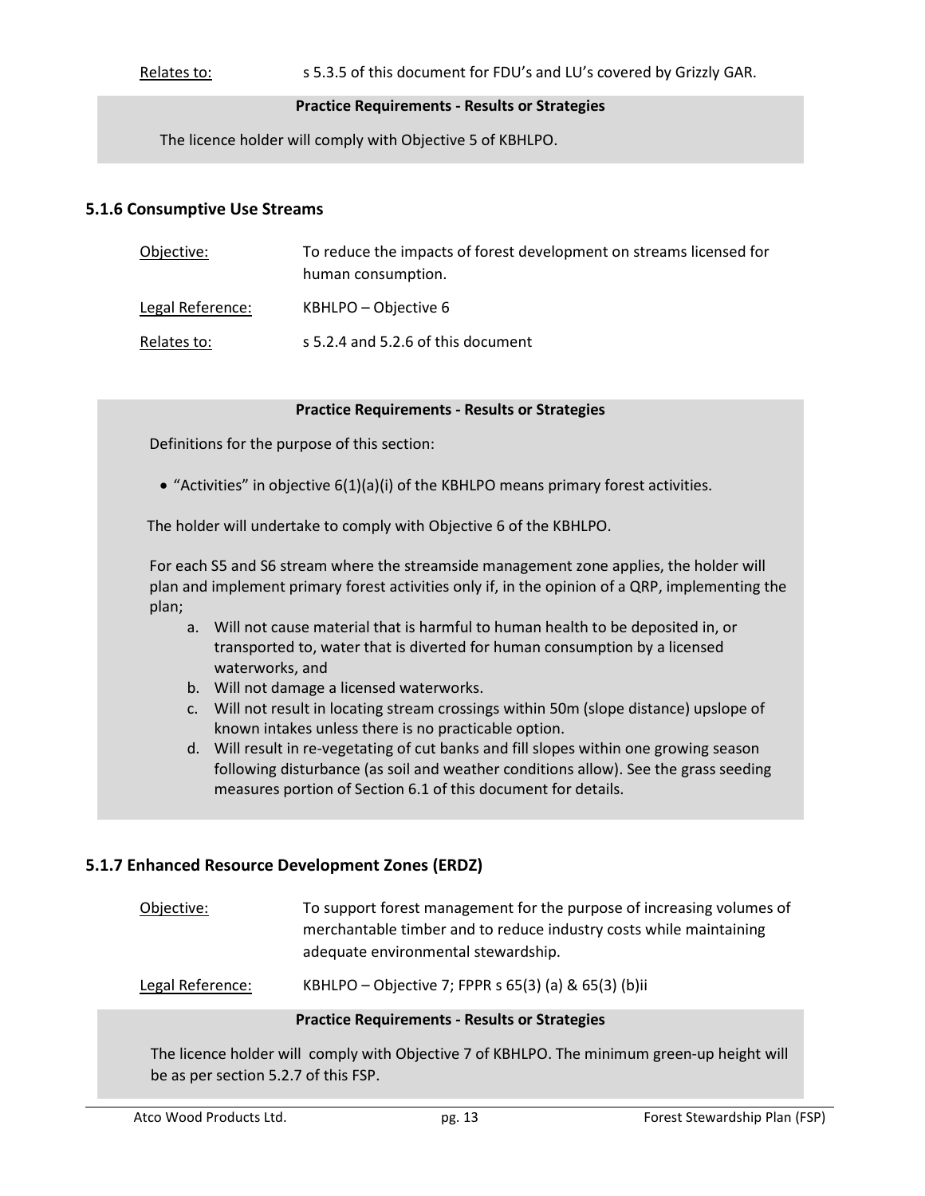Relates to: s 5.3.5 of this document for FDU's and LU's covered by Grizzly GAR.

**Practice Requirements - Results or Strategies**

The licence holder will comply with Objective 5 of KBHLPO.

### 5.1.6 Consumptive Use Streams

Objective: To reduce the impacts of forest development on streams licensed for human consumption.

Legal Reference: KBHLPO – Objective 6

Relates to: s 5.2.4 and 5.2.6 of this document

**Practice Requirements - Results or Strategies**

Definitions for the purpose of this section:

- "Activities" in objective 6(1)(a)(i) of the KBHLPO means primary forest activities.

The holder will undertake to comply with Objective 6 of the KBHLPO.

For each S5 and S6 stream where the streamside management zone applies, the holder will plan and implement primary forest activities only if, in the opinion of a QRP, implementing the plan;

a. Will not cause material that is harmful to human health to be deposited in, or transported to, water that is diverted for human consumption by a licensed waterworks, and
b. Will not damage a licensed waterworks.
c. Will not result in locating stream crossings within 50m (slope distance) upslope of known intakes unless there is no practicable option.
d. Will result in re-vegetating of cut banks and fill slopes within one growing season following disturbance (as soil and weather conditions allow). See the grass seeding measures portion of Section 6.1 of this document for details.

### 5.1.7 Enhanced Resource Development Zones (ERDZ)

Objective: To support forest management for the purpose of increasing volumes of merchantable timber and to reduce industry costs while maintaining adequate environmental stewardship.

Legal Reference: KBHLPO – Objective 7; FPPR s 65(3) (a) & 65(3) (b)ii

**Practice Requirements - Results or Strategies**

The licence holder will comply with Objective 7 of KBHLPO. The minimum green-up height will be as per section 5.2.7 of this FSP.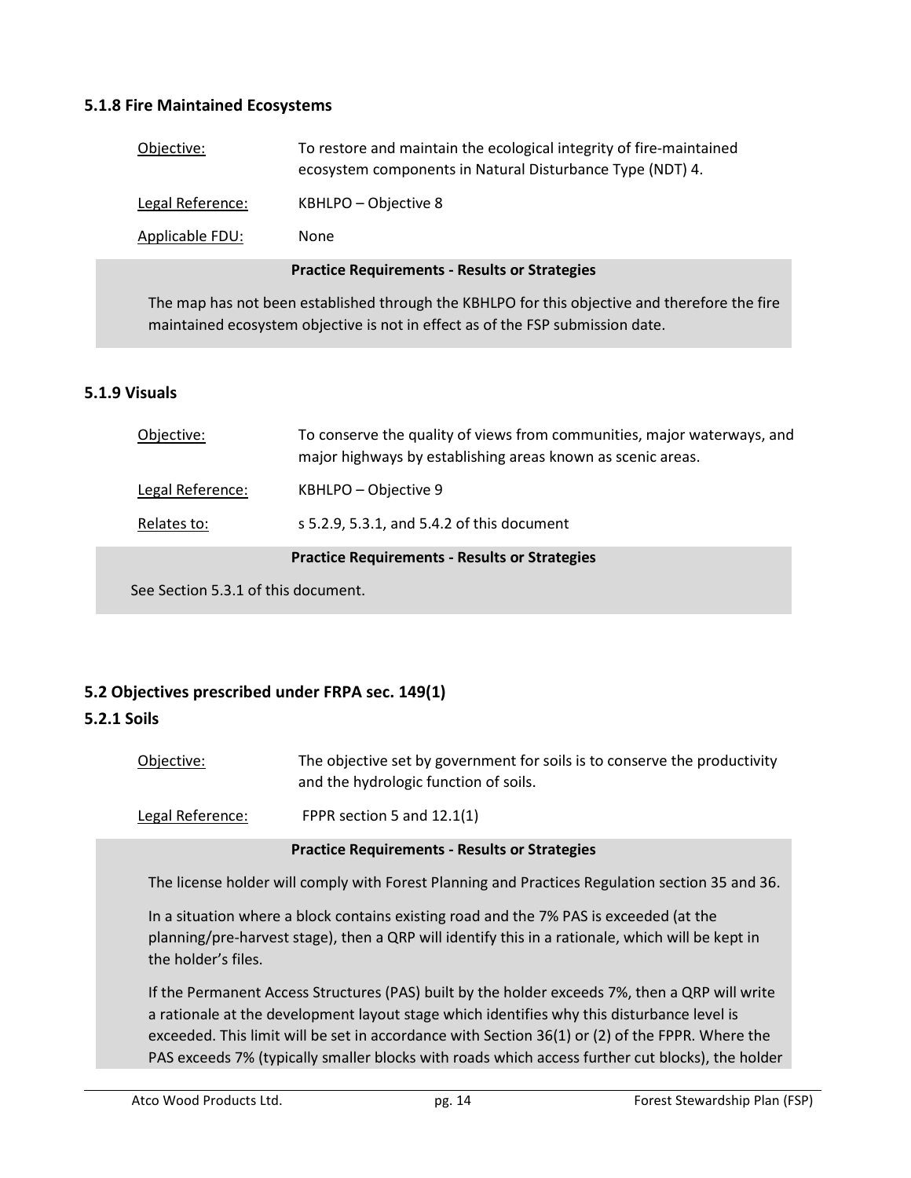### 5.1.8 Fire Maintained Ecosystems

Objective: To restore and maintain the ecological integrity of fire-maintained ecosystem components in Natural Disturbance Type (NDT) 4.

Legal Reference: KBHLPO – Objective 8

Applicable FDU: None

**Practice Requirements - Results or Strategies**

The map has not been established through the KBHLPO for this objective and therefore the fire maintained ecosystem objective is not in effect as of the FSP submission date.

### 5.1.9 Visuals

Objective: To conserve the quality of views from communities, major waterways, and major highways by establishing areas known as scenic areas.

Legal Reference: KBHLPO – Objective 9

Relates to: s 5.2.9, 5.3.1, and 5.4.2 of this document

**Practice Requirements - Results or Strategies**

See Section 5.3.1 of this document.

## 5.2 Objectives prescribed under FRPA sec. 149(1)

### 5.2.1 Soils

Objective: The objective set by government for soils is to conserve the productivity and the hydrologic function of soils.

Legal Reference: FPPR section 5 and 12.1(1)

**Practice Requirements - Results or Strategies**

The license holder will comply with Forest Planning and Practices Regulation section 35 and 36.

In a situation where a block contains existing road and the 7% PAS is exceeded (at the planning/pre-harvest stage), then a QRP will identify this in a rationale, which will be kept in the holder's files.

If the Permanent Access Structures (PAS) built by the holder exceeds 7%, then a QRP will write a rationale at the development layout stage which identifies why this disturbance level is exceeded. This limit will be set in accordance with Section 36(1) or (2) of the FPPR. Where the PAS exceeds 7% (typically smaller blocks with roads which access further cut blocks), the holder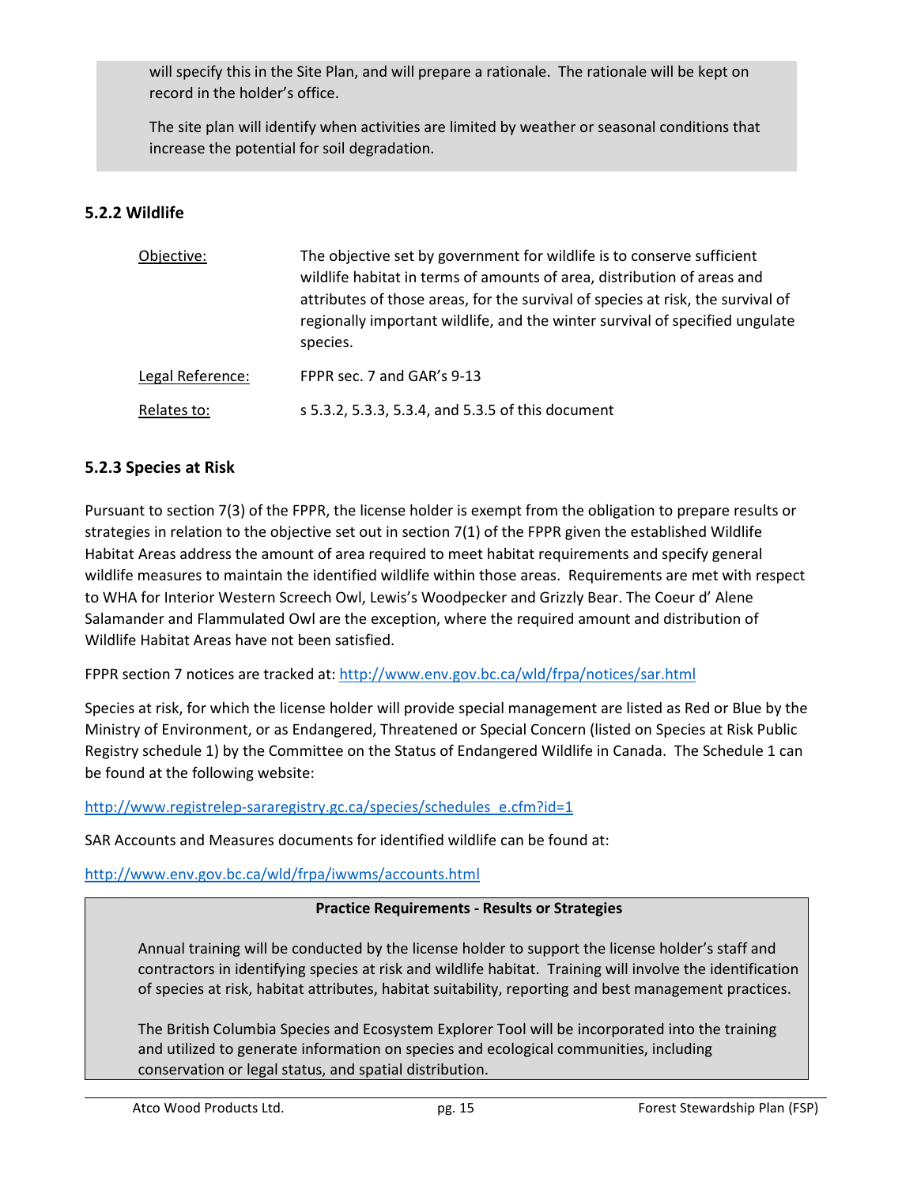will specify this in the Site Plan, and will prepare a rationale. The rationale will be kept on record in the holder's office.

The site plan will identify when activities are limited by weather or seasonal conditions that increase the potential for soil degradation.

### 5.2.2 Wildlife

| | |
|---|---|
| Objective: | The objective set by government for wildlife is to conserve sufficient wildlife habitat in terms of amounts of area, distribution of areas and attributes of those areas, for the survival of species at risk, the survival of regionally important wildlife, and the winter survival of specified ungulate species. |
| Legal Reference: | FPPR sec. 7 and GAR's 9-13 |
| Relates to: | s 5.3.2, 5.3.3, 5.3.4, and 5.3.5 of this document |

### 5.2.3 Species at Risk

Pursuant to section 7(3) of the FPPR, the license holder is exempt from the obligation to prepare results or strategies in relation to the objective set out in section 7(1) of the FPPR given the established Wildlife Habitat Areas address the amount of area required to meet habitat requirements and specify general wildlife measures to maintain the identified wildlife within those areas. Requirements are met with respect to WHA for Interior Western Screech Owl, Lewis's Woodpecker and Grizzly Bear. The Coeur d' Alene Salamander and Flammulated Owl are the exception, where the required amount and distribution of Wildlife Habitat Areas have not been satisfied.

FPPR section 7 notices are tracked at: http://www.env.gov.bc.ca/wld/frpa/notices/sar.html

Species at risk, for which the license holder will provide special management are listed as Red or Blue by the Ministry of Environment, or as Endangered, Threatened or Special Concern (listed on Species at Risk Public Registry schedule 1) by the Committee on the Status of Endangered Wildlife in Canada. The Schedule 1 can be found at the following website:

http://www.registrelep-sararegistry.gc.ca/species/schedules_e.cfm?id=1

SAR Accounts and Measures documents for identified wildlife can be found at:

http://www.env.gov.bc.ca/wld/frpa/iwwms/accounts.html

**Practice Requirements - Results or Strategies**

Annual training will be conducted by the license holder to support the license holder's staff and contractors in identifying species at risk and wildlife habitat. Training will involve the identification of species at risk, habitat attributes, habitat suitability, reporting and best management practices.

The British Columbia Species and Ecosystem Explorer Tool will be incorporated into the training and utilized to generate information on species and ecological communities, including conservation or legal status, and spatial distribution.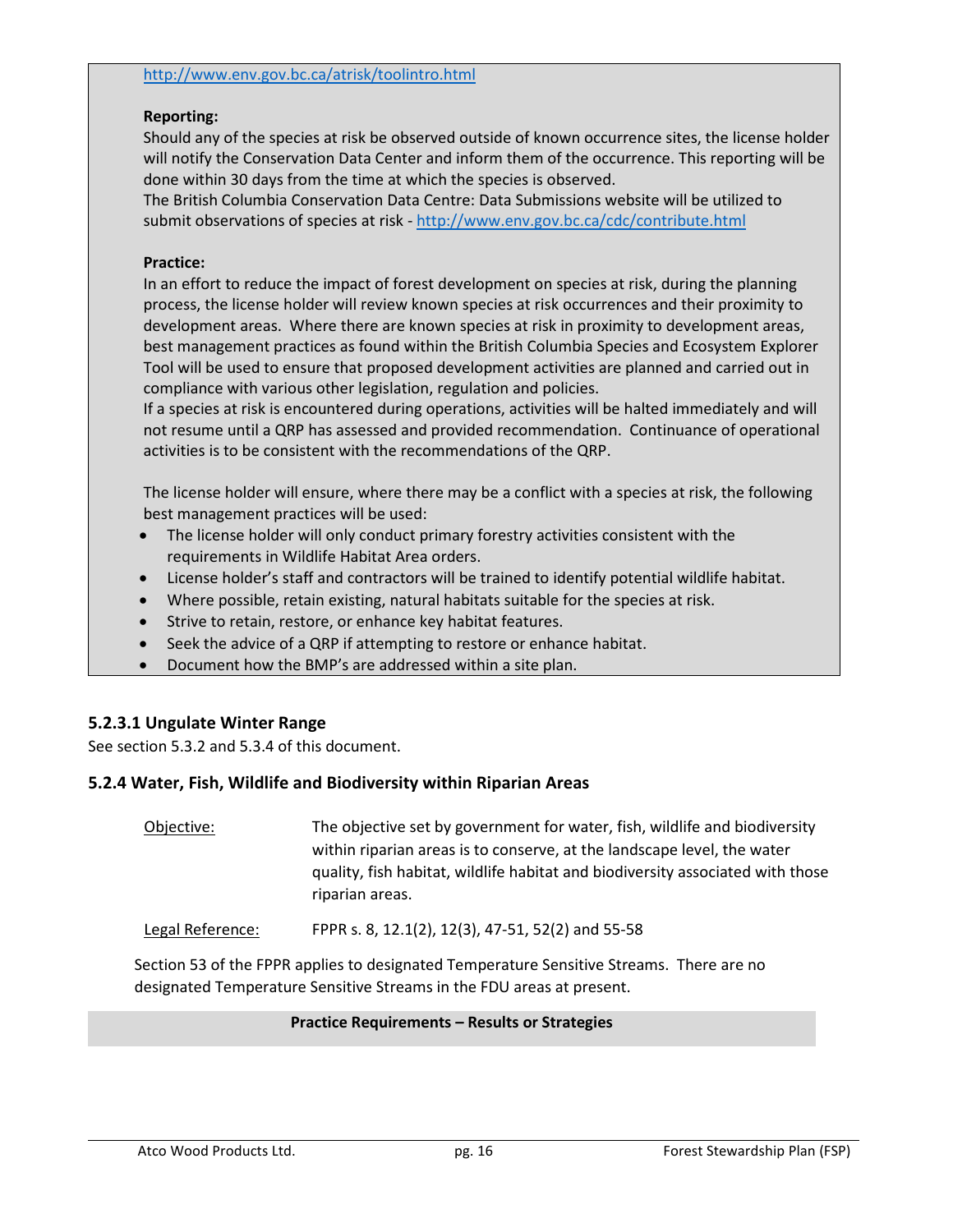http://www.env.gov.bc.ca/atrisk/toolintro.html

**Reporting:**

Should any of the species at risk be observed outside of known occurrence sites, the license holder will notify the Conservation Data Center and inform them of the occurrence. This reporting will be done within 30 days from the time at which the species is observed.

The British Columbia Conservation Data Centre: Data Submissions website will be utilized to submit observations of species at risk - http://www.env.gov.bc.ca/cdc/contribute.html

**Practice:**

In an effort to reduce the impact of forest development on species at risk, during the planning process, the license holder will review known species at risk occurrences and their proximity to development areas. Where there are known species at risk in proximity to development areas, best management practices as found within the British Columbia Species and Ecosystem Explorer Tool will be used to ensure that proposed development activities are planned and carried out in compliance with various other legislation, regulation and policies.

If a species at risk is encountered during operations, activities will be halted immediately and will not resume until a QRP has assessed and provided recommendation. Continuance of operational activities is to be consistent with the recommendations of the QRP.

The license holder will ensure, where there may be a conflict with a species at risk, the following best management practices will be used:

- The license holder will only conduct primary forestry activities consistent with the requirements in Wildlife Habitat Area orders.
- License holder's staff and contractors will be trained to identify potential wildlife habitat.
- Where possible, retain existing, natural habitats suitable for the species at risk.
- Strive to retain, restore, or enhance key habitat features.
- Seek the advice of a QRP if attempting to restore or enhance habitat.
- Document how the BMP's are addressed within a site plan.

### 5.2.3.1 Ungulate Winter Range

See section 5.3.2 and 5.3.4 of this document.

### 5.2.4 Water, Fish, Wildlife and Biodiversity within Riparian Areas

Objective: The objective set by government for water, fish, wildlife and biodiversity within riparian areas is to conserve, at the landscape level, the water quality, fish habitat, wildlife habitat and biodiversity associated with those riparian areas.

Legal Reference: FPPR s. 8, 12.1(2), 12(3), 47-51, 52(2) and 55-58

Section 53 of the FPPR applies to designated Temperature Sensitive Streams. There are no designated Temperature Sensitive Streams in the FDU areas at present.

**Practice Requirements – Results or Strategies**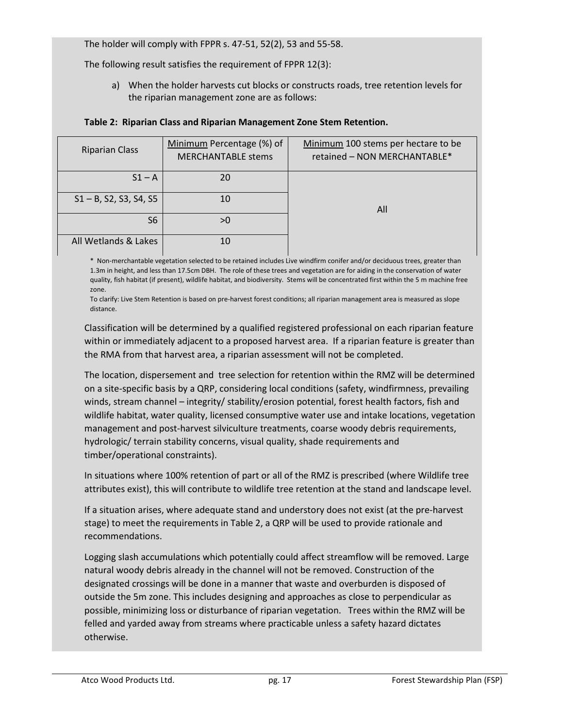The holder will comply with FPPR s. 47-51, 52(2), 53 and 55-58.

The following result satisfies the requirement of FPPR 12(3):

a) When the holder harvests cut blocks or constructs roads, tree retention levels for the riparian management zone are as follows:

**Table 2: Riparian Class and Riparian Management Zone Stem Retention.**

| Riparian Class | Minimum Percentage (%) of MERCHANTABLE stems | Minimum 100 stems per hectare to be retained – NON MERCHANTABLE* |
|---|---|---|
| S1 – A | 20 | All |
| S1 – B, S2, S3, S4, S5 | 10 | |
| S6 | >0 | |
| All Wetlands & Lakes | 10 | |

\* Non-merchantable vegetation selected to be retained includes Live windfirm conifer and/or deciduous trees, greater than 1.3m in height, and less than 17.5cm DBH. The role of these trees and vegetation are for aiding in the conservation of water quality, fish habitat (if present), wildlife habitat, and biodiversity. Stems will be concentrated first within the 5 m machine free zone.

To clarify: Live Stem Retention is based on pre-harvest forest conditions; all riparian management area is measured as slope distance.

Classification will be determined by a qualified registered professional on each riparian feature within or immediately adjacent to a proposed harvest area. If a riparian feature is greater than the RMA from that harvest area, a riparian assessment will not be completed.

The location, dispersement and tree selection for retention within the RMZ will be determined on a site-specific basis by a QRP, considering local conditions (safety, windfirmness, prevailing winds, stream channel – integrity/ stability/erosion potential, forest health factors, fish and wildlife habitat, water quality, licensed consumptive water use and intake locations, vegetation management and post-harvest silviculture treatments, coarse woody debris requirements, hydrologic/ terrain stability concerns, visual quality, shade requirements and timber/operational constraints).

In situations where 100% retention of part or all of the RMZ is prescribed (where Wildlife tree attributes exist), this will contribute to wildlife tree retention at the stand and landscape level.

If a situation arises, where adequate stand and understory does not exist (at the pre-harvest stage) to meet the requirements in Table 2, a QRP will be used to provide rationale and recommendations.

Logging slash accumulations which potentially could affect streamflow will be removed. Large natural woody debris already in the channel will not be removed. Construction of the designated crossings will be done in a manner that waste and overburden is disposed of outside the 5m zone. This includes designing and approaches as close to perpendicular as possible, minimizing loss or disturbance of riparian vegetation. Trees within the RMZ will be felled and yarded away from streams where practicable unless a safety hazard dictates otherwise.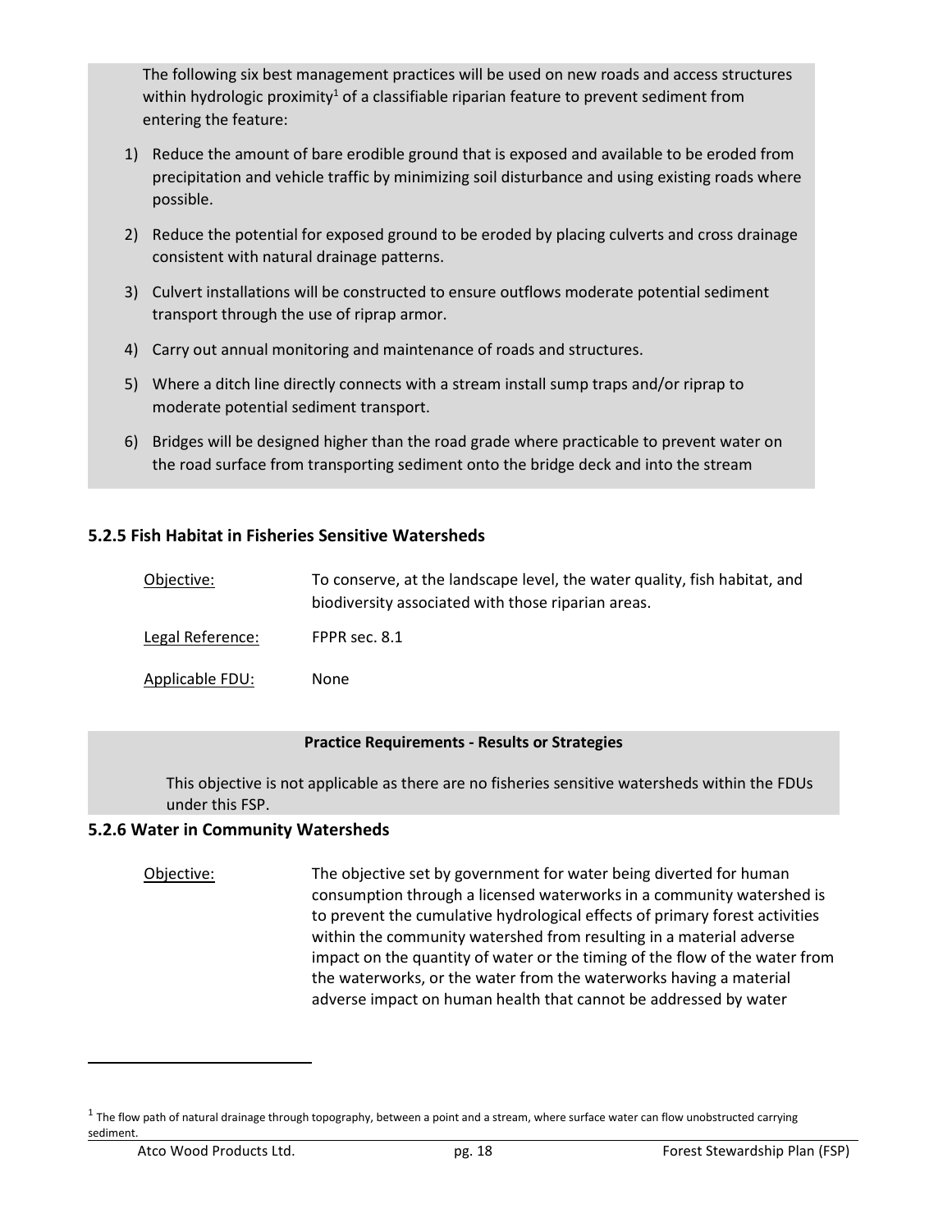The following six best management practices will be used on new roads and access structures within hydrologic proximity[1] of a classifiable riparian feature to prevent sediment from entering the feature:

1) Reduce the amount of bare erodible ground that is exposed and available to be eroded from precipitation and vehicle traffic by minimizing soil disturbance and using existing roads where possible.
2) Reduce the potential for exposed ground to be eroded by placing culverts and cross drainage consistent with natural drainage patterns.
3) Culvert installations will be constructed to ensure outflows moderate potential sediment transport through the use of riprap armor.
4) Carry out annual monitoring and maintenance of roads and structures.
5) Where a ditch line directly connects with a stream install sump traps and/or riprap to moderate potential sediment transport.
6) Bridges will be designed higher than the road grade where practicable to prevent water on the road surface from transporting sediment onto the bridge deck and into the stream

### 5.2.5 Fish Habitat in Fisheries Sensitive Watersheds

| | |
|---|---|
| Objective: | To conserve, at the landscape level, the water quality, fish habitat, and biodiversity associated with those riparian areas. |
| Legal Reference: | FPPR sec. 8.1 |
| Applicable FDU: | None |

**Practice Requirements - Results or Strategies**

This objective is not applicable as there are no fisheries sensitive watersheds within the FDUs under this FSP.

### 5.2.6 Water in Community Watersheds

| | |
|---|---|
| Objective: | The objective set by government for water being diverted for human consumption through a licensed waterworks in a community watershed is to prevent the cumulative hydrological effects of primary forest activities within the community watershed from resulting in a material adverse impact on the quantity of water or the timing of the flow of the water from the waterworks, or the water from the waterworks having a material adverse impact on human health that cannot be addressed by water |

[1] The flow path of natural drainage through topography, between a point and a stream, where surface water can flow unobstructed carrying sediment.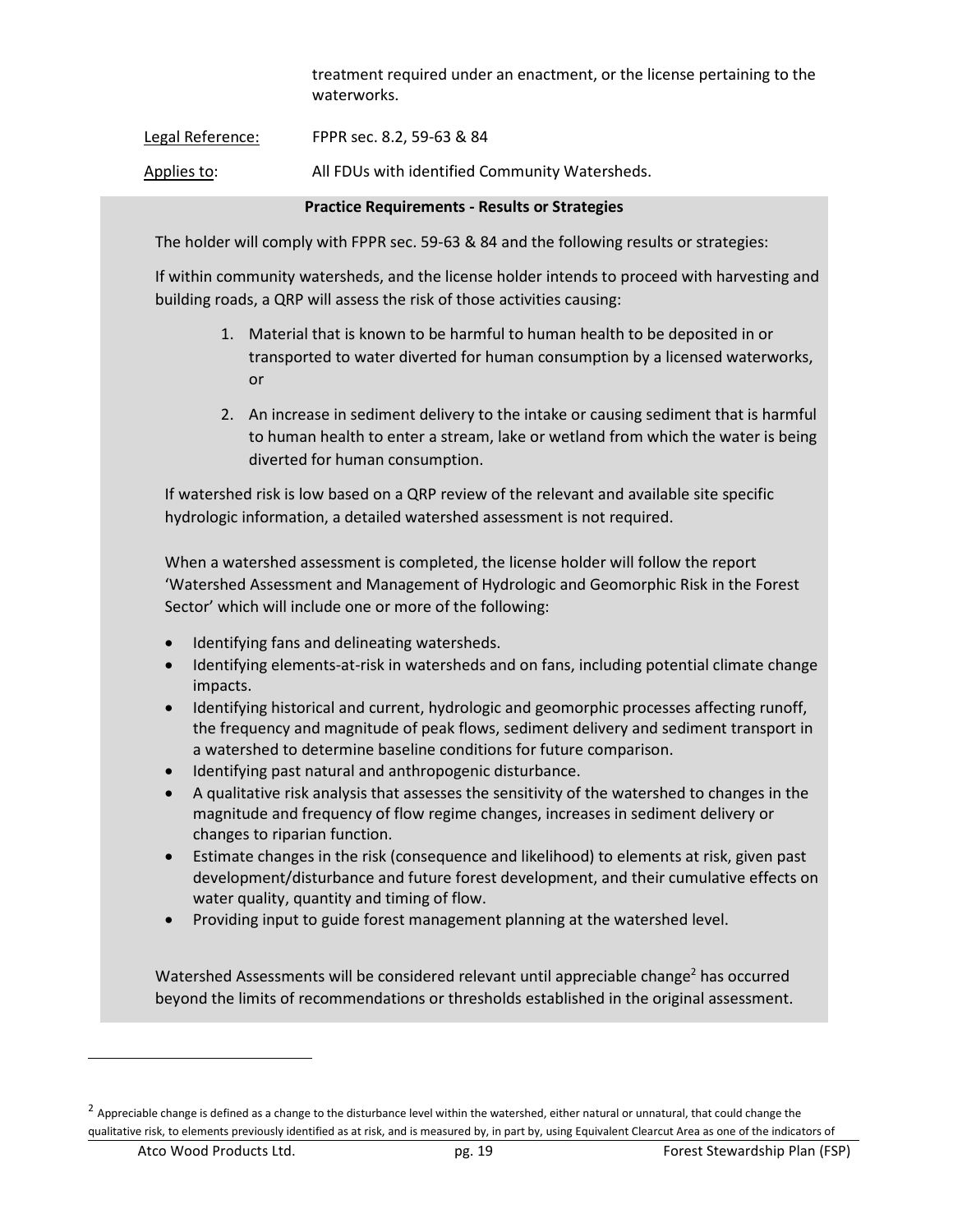treatment required under an enactment, or the license pertaining to the waterworks.

Legal Reference: FPPR sec. 8.2, 59-63 & 84

Applies to: All FDUs with identified Community Watersheds.

**Practice Requirements - Results or Strategies**

The holder will comply with FPPR sec. 59-63 & 84 and the following results or strategies:

If within community watersheds, and the license holder intends to proceed with harvesting and building roads, a QRP will assess the risk of those activities causing:

1. Material that is known to be harmful to human health to be deposited in or transported to water diverted for human consumption by a licensed waterworks, or
2. An increase in sediment delivery to the intake or causing sediment that is harmful to human health to enter a stream, lake or wetland from which the water is being diverted for human consumption.

If watershed risk is low based on a QRP review of the relevant and available site specific hydrologic information, a detailed watershed assessment is not required.

When a watershed assessment is completed, the license holder will follow the report 'Watershed Assessment and Management of Hydrologic and Geomorphic Risk in the Forest Sector' which will include one or more of the following:

- Identifying fans and delineating watersheds.
- Identifying elements-at-risk in watersheds and on fans, including potential climate change impacts.
- Identifying historical and current, hydrologic and geomorphic processes affecting runoff, the frequency and magnitude of peak flows, sediment delivery and sediment transport in a watershed to determine baseline conditions for future comparison.
- Identifying past natural and anthropogenic disturbance.
- A qualitative risk analysis that assesses the sensitivity of the watershed to changes in the magnitude and frequency of flow regime changes, increases in sediment delivery or changes to riparian function.
- Estimate changes in the risk (consequence and likelihood) to elements at risk, given past development/disturbance and future forest development, and their cumulative effects on water quality, quantity and timing of flow.
- Providing input to guide forest management planning at the watershed level.

Watershed Assessments will be considered relevant until appreciable change[2] has occurred beyond the limits of recommendations or thresholds established in the original assessment.

[2] Appreciable change is defined as a change to the disturbance level within the watershed, either natural or unnatural, that could change the qualitative risk, to elements previously identified as at risk, and is measured by, in part by, using Equivalent Clearcut Area as one of the indicators of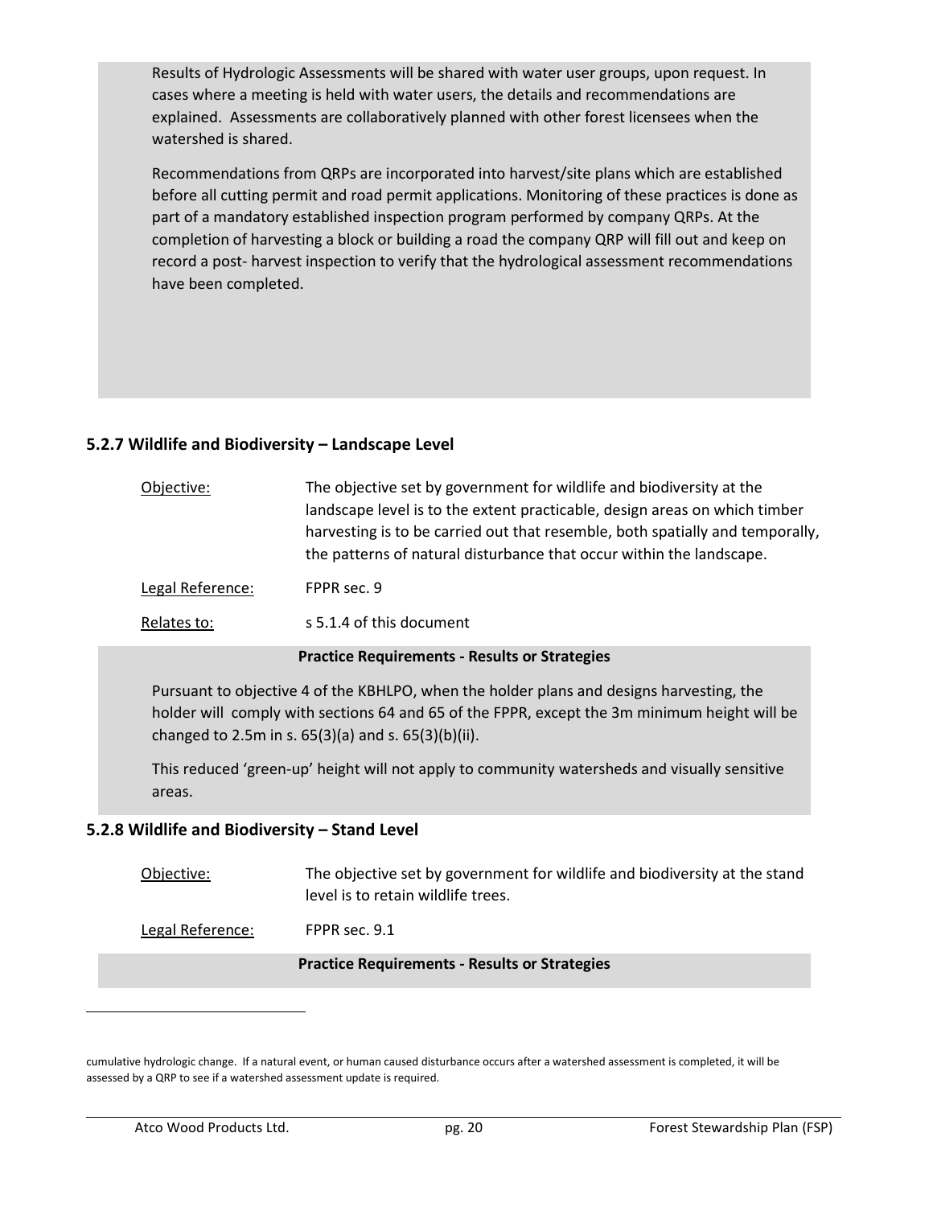Results of Hydrologic Assessments will be shared with water user groups, upon request. In cases where a meeting is held with water users, the details and recommendations are explained. Assessments are collaboratively planned with other forest licensees when the watershed is shared.

Recommendations from QRPs are incorporated into harvest/site plans which are established before all cutting permit and road permit applications. Monitoring of these practices is done as part of a mandatory established inspection program performed by company QRPs. At the completion of harvesting a block or building a road the company QRP will fill out and keep on record a post- harvest inspection to verify that the hydrological assessment recommendations have been completed.

### 5.2.7 Wildlife and Biodiversity – Landscape Level

| | |
|---|---|
| Objective: | The objective set by government for wildlife and biodiversity at the landscape level is to the extent practicable, design areas on which timber harvesting is to be carried out that resemble, both spatially and temporally, the patterns of natural disturbance that occur within the landscape. |
| Legal Reference: | FPPR sec. 9 |
| Relates to: | s 5.1.4 of this document |

**Practice Requirements - Results or Strategies**

Pursuant to objective 4 of the KBHLPO, when the holder plans and designs harvesting, the holder will comply with sections 64 and 65 of the FPPR, except the 3m minimum height will be changed to 2.5m in s. 65(3)(a) and s. 65(3)(b)(ii).

This reduced 'green-up' height will not apply to community watersheds and visually sensitive areas.

### 5.2.8 Wildlife and Biodiversity – Stand Level

| | |
|---|---|
| Objective: | The objective set by government for wildlife and biodiversity at the stand level is to retain wildlife trees. |
| Legal Reference: | FPPR sec. 9.1 |

**Practice Requirements - Results or Strategies**

---

cumulative hydrologic change. If a natural event, or human caused disturbance occurs after a watershed assessment is completed, it will be assessed by a QRP to see if a watershed assessment update is required.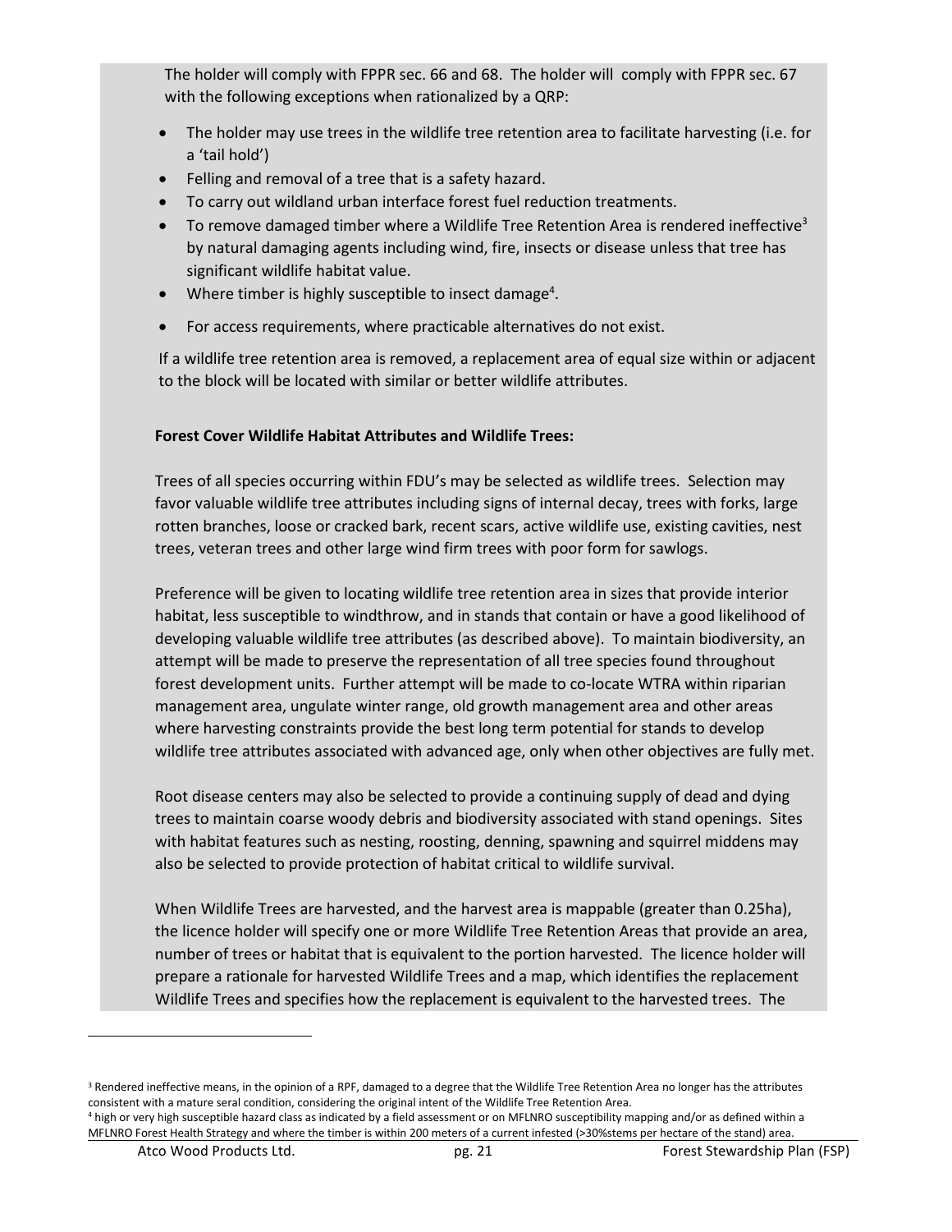The holder will comply with FPPR sec. 66 and 68. The holder will comply with FPPR sec. 67 with the following exceptions when rationalized by a QRP:

- The holder may use trees in the wildlife tree retention area to facilitate harvesting (i.e. for a 'tail hold')
- Felling and removal of a tree that is a safety hazard.
- To carry out wildland urban interface forest fuel reduction treatments.
- To remove damaged timber where a Wildlife Tree Retention Area is rendered ineffective[3] by natural damaging agents including wind, fire, insects or disease unless that tree has significant wildlife habitat value.
- Where timber is highly susceptible to insect damage[4].
- For access requirements, where practicable alternatives do not exist.

If a wildlife tree retention area is removed, a replacement area of equal size within or adjacent to the block will be located with similar or better wildlife attributes.

**Forest Cover Wildlife Habitat Attributes and Wildlife Trees:**

Trees of all species occurring within FDU's may be selected as wildlife trees. Selection may favor valuable wildlife tree attributes including signs of internal decay, trees with forks, large rotten branches, loose or cracked bark, recent scars, active wildlife use, existing cavities, nest trees, veteran trees and other large wind firm trees with poor form for sawlogs.

Preference will be given to locating wildlife tree retention area in sizes that provide interior habitat, less susceptible to windthrow, and in stands that contain or have a good likelihood of developing valuable wildlife tree attributes (as described above). To maintain biodiversity, an attempt will be made to preserve the representation of all tree species found throughout forest development units. Further attempt will be made to co-locate WTRA within riparian management area, ungulate winter range, old growth management area and other areas where harvesting constraints provide the best long term potential for stands to develop wildlife tree attributes associated with advanced age, only when other objectives are fully met.

Root disease centers may also be selected to provide a continuing supply of dead and dying trees to maintain coarse woody debris and biodiversity associated with stand openings. Sites with habitat features such as nesting, roosting, denning, spawning and squirrel middens may also be selected to provide protection of habitat critical to wildlife survival.

When Wildlife Trees are harvested, and the harvest area is mappable (greater than 0.25ha), the licence holder will specify one or more Wildlife Tree Retention Areas that provide an area, number of trees or habitat that is equivalent to the portion harvested. The licence holder will prepare a rationale for harvested Wildlife Trees and a map, which identifies the replacement Wildlife Trees and specifies how the replacement is equivalent to the harvested trees. The

[3] Rendered ineffective means, in the opinion of a RPF, damaged to a degree that the Wildlife Tree Retention Area no longer has the attributes consistent with a mature seral condition, considering the original intent of the Wildlife Tree Retention Area.

[4] high or very high susceptible hazard class as indicated by a field assessment or on MFLNRO susceptibility mapping and/or as defined within a MFLNRO Forest Health Strategy and where the timber is within 200 meters of a current infested (>30%stems per hectare of the stand) area.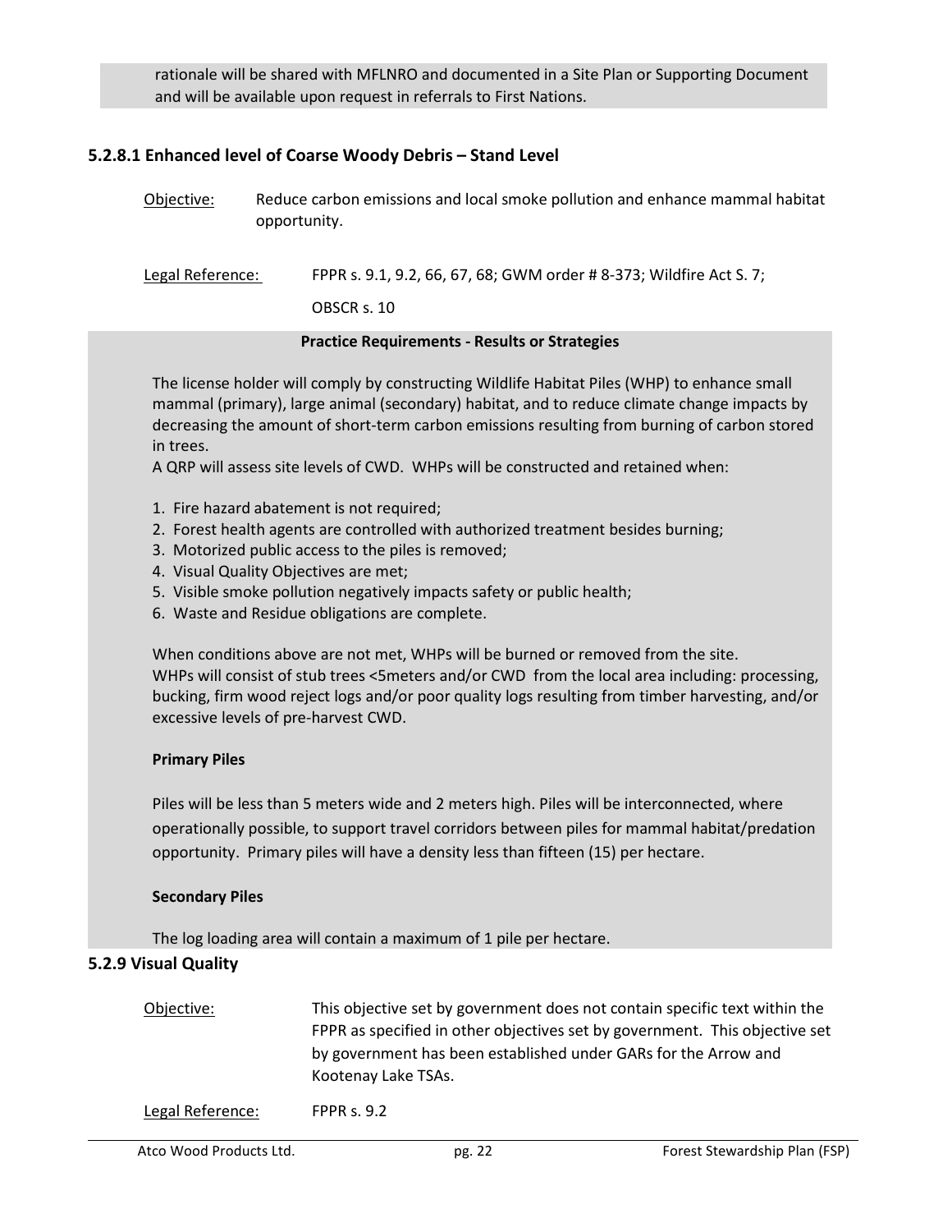rationale will be shared with MFLNRO and documented in a Site Plan or Supporting Document and will be available upon request in referrals to First Nations.

### 5.2.8.1 Enhanced level of Coarse Woody Debris – Stand Level

Objective: Reduce carbon emissions and local smoke pollution and enhance mammal habitat opportunity.

Legal Reference: FPPR s. 9.1, 9.2, 66, 67, 68; GWM order # 8-373; Wildfire Act S. 7; OBSCR s. 10

**Practice Requirements - Results or Strategies**

The license holder will comply by constructing Wildlife Habitat Piles (WHP) to enhance small mammal (primary), large animal (secondary) habitat, and to reduce climate change impacts by decreasing the amount of short-term carbon emissions resulting from burning of carbon stored in trees.

A QRP will assess site levels of CWD. WHPs will be constructed and retained when:

1. Fire hazard abatement is not required;
2. Forest health agents are controlled with authorized treatment besides burning;
3. Motorized public access to the piles is removed;
4. Visual Quality Objectives are met;
5. Visible smoke pollution negatively impacts safety or public health;
6. Waste and Residue obligations are complete.

When conditions above are not met, WHPs will be burned or removed from the site.

WHPs will consist of stub trees <5meters and/or CWD from the local area including: processing, bucking, firm wood reject logs and/or poor quality logs resulting from timber harvesting, and/or excessive levels of pre-harvest CWD.

**Primary Piles**

Piles will be less than 5 meters wide and 2 meters high. Piles will be interconnected, where operationally possible, to support travel corridors between piles for mammal habitat/predation opportunity. Primary piles will have a density less than fifteen (15) per hectare.

**Secondary Piles**

The log loading area will contain a maximum of 1 pile per hectare.

### 5.2.9 Visual Quality

Objective: This objective set by government does not contain specific text within the FPPR as specified in other objectives set by government. This objective set by government has been established under GARs for the Arrow and Kootenay Lake TSAs.

Legal Reference: FPPR s. 9.2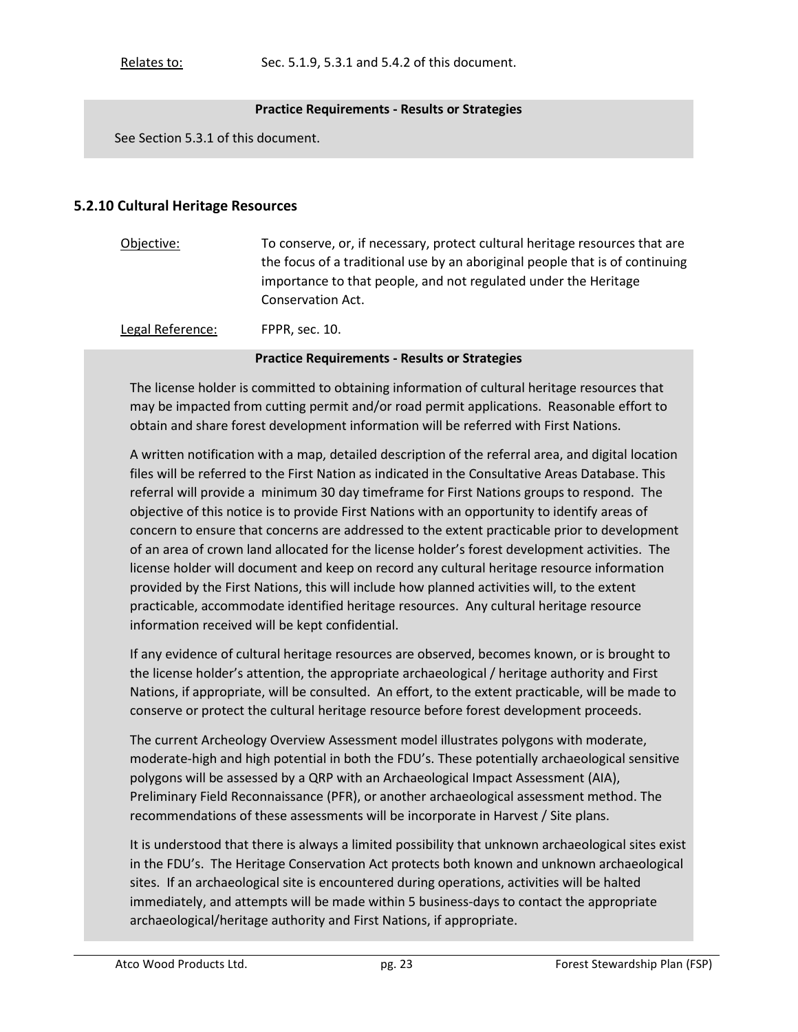Relates to: Sec. 5.1.9, 5.3.1 and 5.4.2 of this document.

**Practice Requirements - Results or Strategies**

See Section 5.3.1 of this document.

### 5.2.10 Cultural Heritage Resources

Objective: To conserve, or, if necessary, protect cultural heritage resources that are the focus of a traditional use by an aboriginal people that is of continuing importance to that people, and not regulated under the Heritage Conservation Act.

Legal Reference: FPPR, sec. 10.

**Practice Requirements - Results or Strategies**

The license holder is committed to obtaining information of cultural heritage resources that may be impacted from cutting permit and/or road permit applications. Reasonable effort to obtain and share forest development information will be referred with First Nations.

A written notification with a map, detailed description of the referral area, and digital location files will be referred to the First Nation as indicated in the Consultative Areas Database. This referral will provide a minimum 30 day timeframe for First Nations groups to respond. The objective of this notice is to provide First Nations with an opportunity to identify areas of concern to ensure that concerns are addressed to the extent practicable prior to development of an area of crown land allocated for the license holder's forest development activities. The license holder will document and keep on record any cultural heritage resource information provided by the First Nations, this will include how planned activities will, to the extent practicable, accommodate identified heritage resources. Any cultural heritage resource information received will be kept confidential.

If any evidence of cultural heritage resources are observed, becomes known, or is brought to the license holder's attention, the appropriate archaeological / heritage authority and First Nations, if appropriate, will be consulted. An effort, to the extent practicable, will be made to conserve or protect the cultural heritage resource before forest development proceeds.

The current Archeology Overview Assessment model illustrates polygons with moderate, moderate-high and high potential in both the FDU's. These potentially archaeological sensitive polygons will be assessed by a QRP with an Archaeological Impact Assessment (AIA), Preliminary Field Reconnaissance (PFR), or another archaeological assessment method. The recommendations of these assessments will be incorporate in Harvest / Site plans.

It is understood that there is always a limited possibility that unknown archaeological sites exist in the FDU's. The Heritage Conservation Act protects both known and unknown archaeological sites. If an archaeological site is encountered during operations, activities will be halted immediately, and attempts will be made within 5 business-days to contact the appropriate archaeological/heritage authority and First Nations, if appropriate.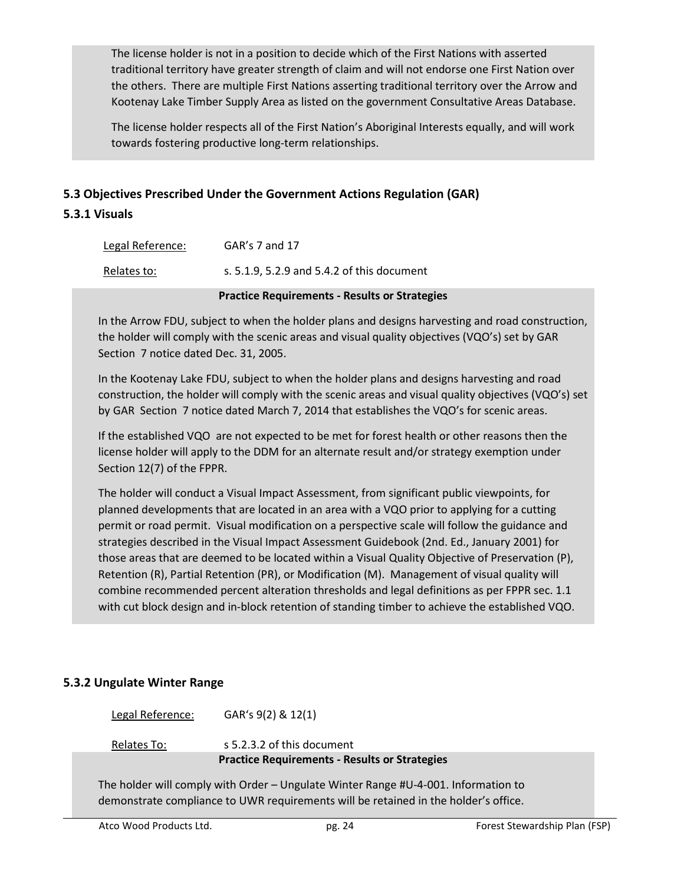The license holder is not in a position to decide which of the First Nations with asserted traditional territory have greater strength of claim and will not endorse one First Nation over the others. There are multiple First Nations asserting traditional territory over the Arrow and Kootenay Lake Timber Supply Area as listed on the government Consultative Areas Database.

The license holder respects all of the First Nation's Aboriginal Interests equally, and will work towards fostering productive long-term relationships.

## 5.3 Objectives Prescribed Under the Government Actions Regulation (GAR)

### 5.3.1 Visuals

Legal Reference: GAR's 7 and 17

Relates to: s. 5.1.9, 5.2.9 and 5.4.2 of this document

**Practice Requirements - Results or Strategies**

In the Arrow FDU, subject to when the holder plans and designs harvesting and road construction, the holder will comply with the scenic areas and visual quality objectives (VQO's) set by GAR Section 7 notice dated Dec. 31, 2005.

In the Kootenay Lake FDU, subject to when the holder plans and designs harvesting and road construction, the holder will comply with the scenic areas and visual quality objectives (VQO's) set by GAR Section 7 notice dated March 7, 2014 that establishes the VQO's for scenic areas.

If the established VQO are not expected to be met for forest health or other reasons then the license holder will apply to the DDM for an alternate result and/or strategy exemption under Section 12(7) of the FPPR.

The holder will conduct a Visual Impact Assessment, from significant public viewpoints, for planned developments that are located in an area with a VQO prior to applying for a cutting permit or road permit. Visual modification on a perspective scale will follow the guidance and strategies described in the Visual Impact Assessment Guidebook (2nd. Ed., January 2001) for those areas that are deemed to be located within a Visual Quality Objective of Preservation (P), Retention (R), Partial Retention (PR), or Modification (M). Management of visual quality will combine recommended percent alteration thresholds and legal definitions as per FPPR sec. 1.1 with cut block design and in-block retention of standing timber to achieve the established VQO.

### 5.3.2 Ungulate Winter Range

Legal Reference: GAR's 9(2) & 12(1)

Relates To: s 5.2.3.2 of this document

**Practice Requirements - Results or Strategies**

The holder will comply with Order – Ungulate Winter Range #U-4-001. Information to demonstrate compliance to UWR requirements will be retained in the holder's office.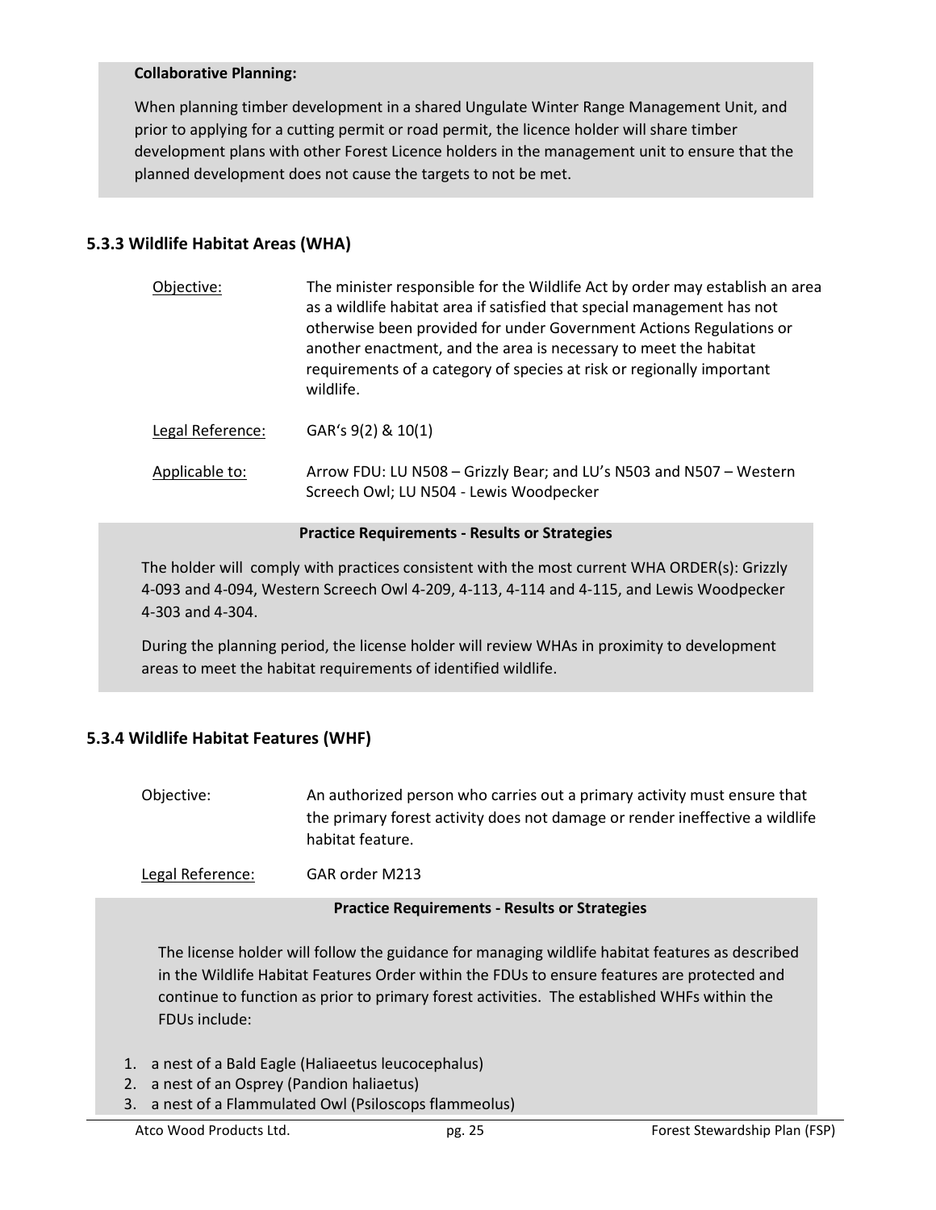**Collaborative Planning:**

When planning timber development in a shared Ungulate Winter Range Management Unit, and prior to applying for a cutting permit or road permit, the licence holder will share timber development plans with other Forest Licence holders in the management unit to ensure that the planned development does not cause the targets to not be met.

### 5.3.3 Wildlife Habitat Areas (WHA)

Objective: The minister responsible for the Wildlife Act by order may establish an area as a wildlife habitat area if satisfied that special management has not otherwise been provided for under Government Actions Regulations or another enactment, and the area is necessary to meet the habitat requirements of a category of species at risk or regionally important wildlife.

Legal Reference: GAR's 9(2) & 10(1)

Applicable to: Arrow FDU: LU N508 – Grizzly Bear; and LU's N503 and N507 – Western Screech Owl; LU N504 - Lewis Woodpecker

**Practice Requirements - Results or Strategies**

The holder will comply with practices consistent with the most current WHA ORDER(s): Grizzly 4-093 and 4-094, Western Screech Owl 4-209, 4-113, 4-114 and 4-115, and Lewis Woodpecker 4-303 and 4-304.

During the planning period, the license holder will review WHAs in proximity to development areas to meet the habitat requirements of identified wildlife.

### 5.3.4 Wildlife Habitat Features (WHF)

Objective: An authorized person who carries out a primary activity must ensure that the primary forest activity does not damage or render ineffective a wildlife habitat feature.

Legal Reference: GAR order M213

**Practice Requirements - Results or Strategies**

The license holder will follow the guidance for managing wildlife habitat features as described in the Wildlife Habitat Features Order within the FDUs to ensure features are protected and continue to function as prior to primary forest activities. The established WHFs within the FDUs include:

1. a nest of a Bald Eagle (Haliaeetus leucocephalus)
2. a nest of an Osprey (Pandion haliaetus)
3. a nest of a Flammulated Owl (Psiloscops flammeolus)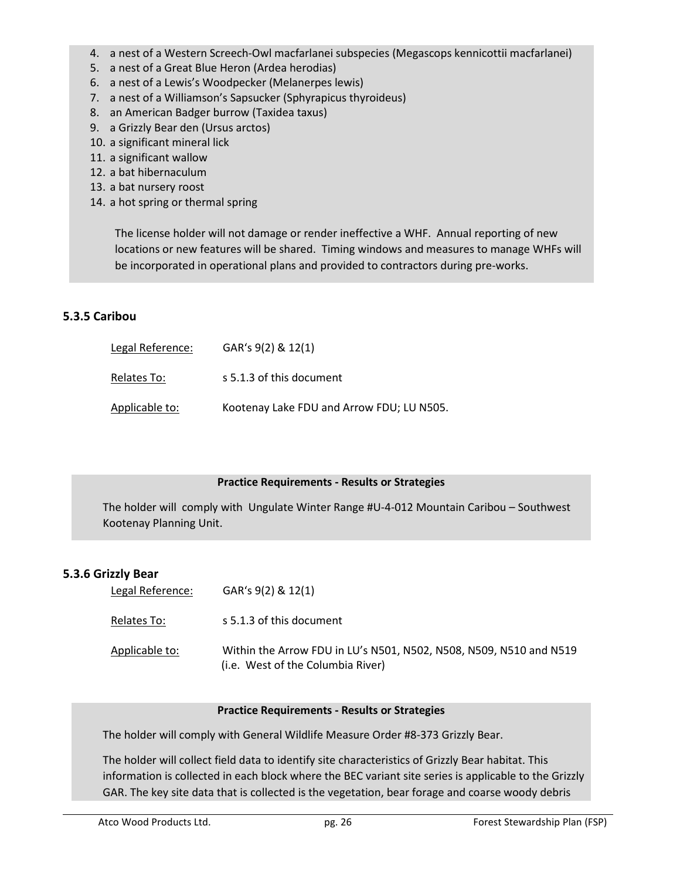4. a nest of a Western Screech-Owl macfarlanei subspecies (Megascops kennicottii macfarlanei)
5. a nest of a Great Blue Heron (Ardea herodias)
6. a nest of a Lewis's Woodpecker (Melanerpes lewis)
7. a nest of a Williamson's Sapsucker (Sphyrapicus thyroideus)
8. an American Badger burrow (Taxidea taxus)
9. a Grizzly Bear den (Ursus arctos)
10. a significant mineral lick
11. a significant wallow
12. a bat hibernaculum
13. a bat nursery roost
14. a hot spring or thermal spring

The license holder will not damage or render ineffective a WHF. Annual reporting of new locations or new features will be shared. Timing windows and measures to manage WHFs will be incorporated in operational plans and provided to contractors during pre-works.

### 5.3.5 Caribou

Legal Reference: GAR's 9(2) & 12(1)

Relates To: s 5.1.3 of this document

Applicable to: Kootenay Lake FDU and Arrow FDU; LU N505.

**Practice Requirements - Results or Strategies**

The holder will comply with Ungulate Winter Range #U-4-012 Mountain Caribou – Southwest Kootenay Planning Unit.

### 5.3.6 Grizzly Bear

Legal Reference: GAR's 9(2) & 12(1)

Relates To: s 5.1.3 of this document

Applicable to: Within the Arrow FDU in LU's N501, N502, N508, N509, N510 and N519 (i.e. West of the Columbia River)

**Practice Requirements - Results or Strategies**

The holder will comply with General Wildlife Measure Order #8-373 Grizzly Bear.

The holder will collect field data to identify site characteristics of Grizzly Bear habitat. This information is collected in each block where the BEC variant site series is applicable to the Grizzly GAR. The key site data that is collected is the vegetation, bear forage and coarse woody debris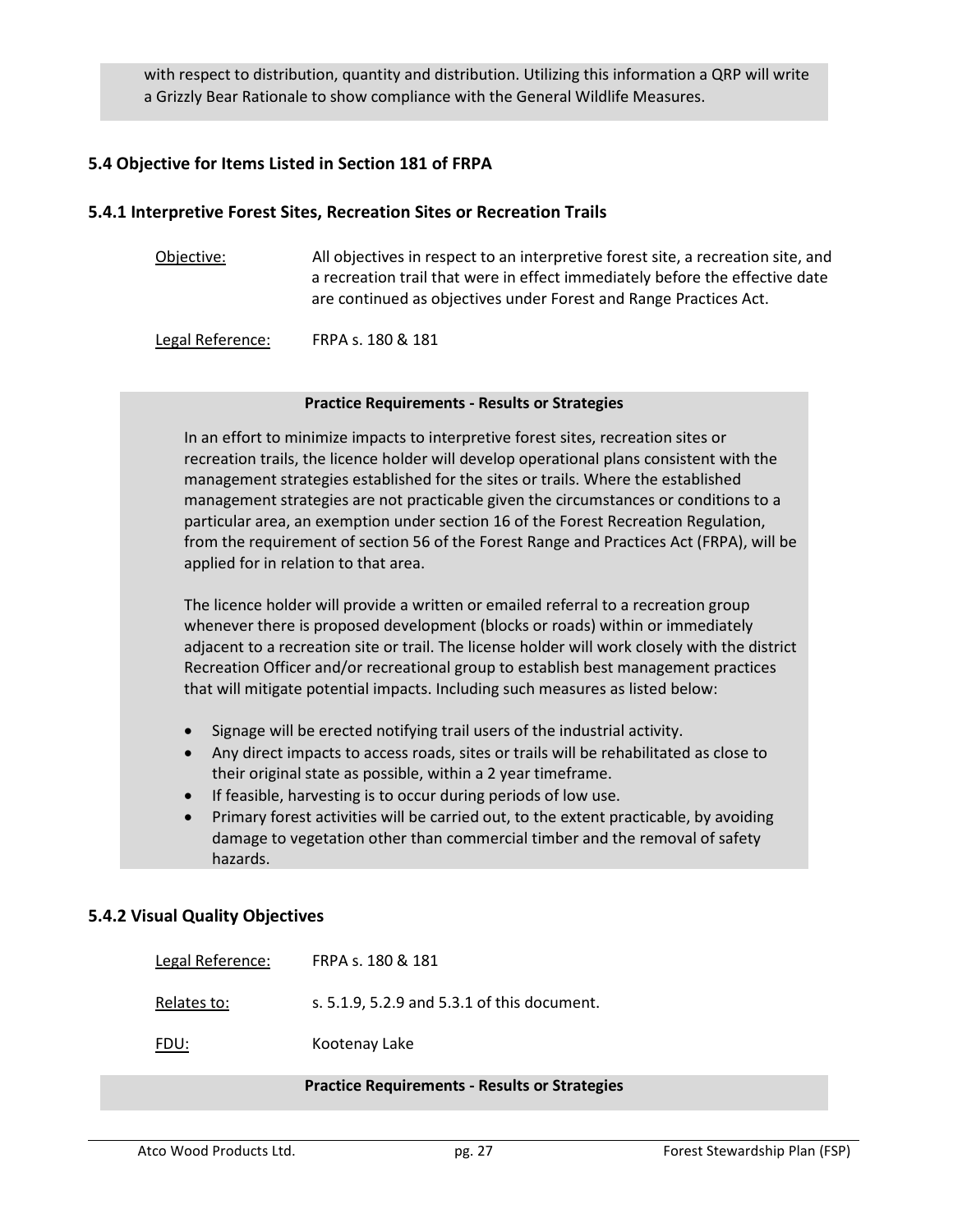with respect to distribution, quantity and distribution. Utilizing this information a QRP will write a Grizzly Bear Rationale to show compliance with the General Wildlife Measures.

### 5.4 Objective for Items Listed in Section 181 of FRPA

### 5.4.1 Interpretive Forest Sites, Recreation Sites or Recreation Trails

Objective: All objectives in respect to an interpretive forest site, a recreation site, and a recreation trail that were in effect immediately before the effective date are continued as objectives under Forest and Range Practices Act.

Legal Reference: FRPA s. 180 & 181

**Practice Requirements - Results or Strategies**

In an effort to minimize impacts to interpretive forest sites, recreation sites or recreation trails, the licence holder will develop operational plans consistent with the management strategies established for the sites or trails. Where the established management strategies are not practicable given the circumstances or conditions to a particular area, an exemption under section 16 of the Forest Recreation Regulation, from the requirement of section 56 of the Forest Range and Practices Act (FRPA), will be applied for in relation to that area.

The licence holder will provide a written or emailed referral to a recreation group whenever there is proposed development (blocks or roads) within or immediately adjacent to a recreation site or trail. The license holder will work closely with the district Recreation Officer and/or recreational group to establish best management practices that will mitigate potential impacts. Including such measures as listed below:

- Signage will be erected notifying trail users of the industrial activity.
- Any direct impacts to access roads, sites or trails will be rehabilitated as close to their original state as possible, within a 2 year timeframe.
- If feasible, harvesting is to occur during periods of low use.
- Primary forest activities will be carried out, to the extent practicable, by avoiding damage to vegetation other than commercial timber and the removal of safety hazards.

### 5.4.2 Visual Quality Objectives

Legal Reference: FRPA s. 180 & 181

Relates to: s. 5.1.9, 5.2.9 and 5.3.1 of this document.

FDU: Kootenay Lake

**Practice Requirements - Results or Strategies**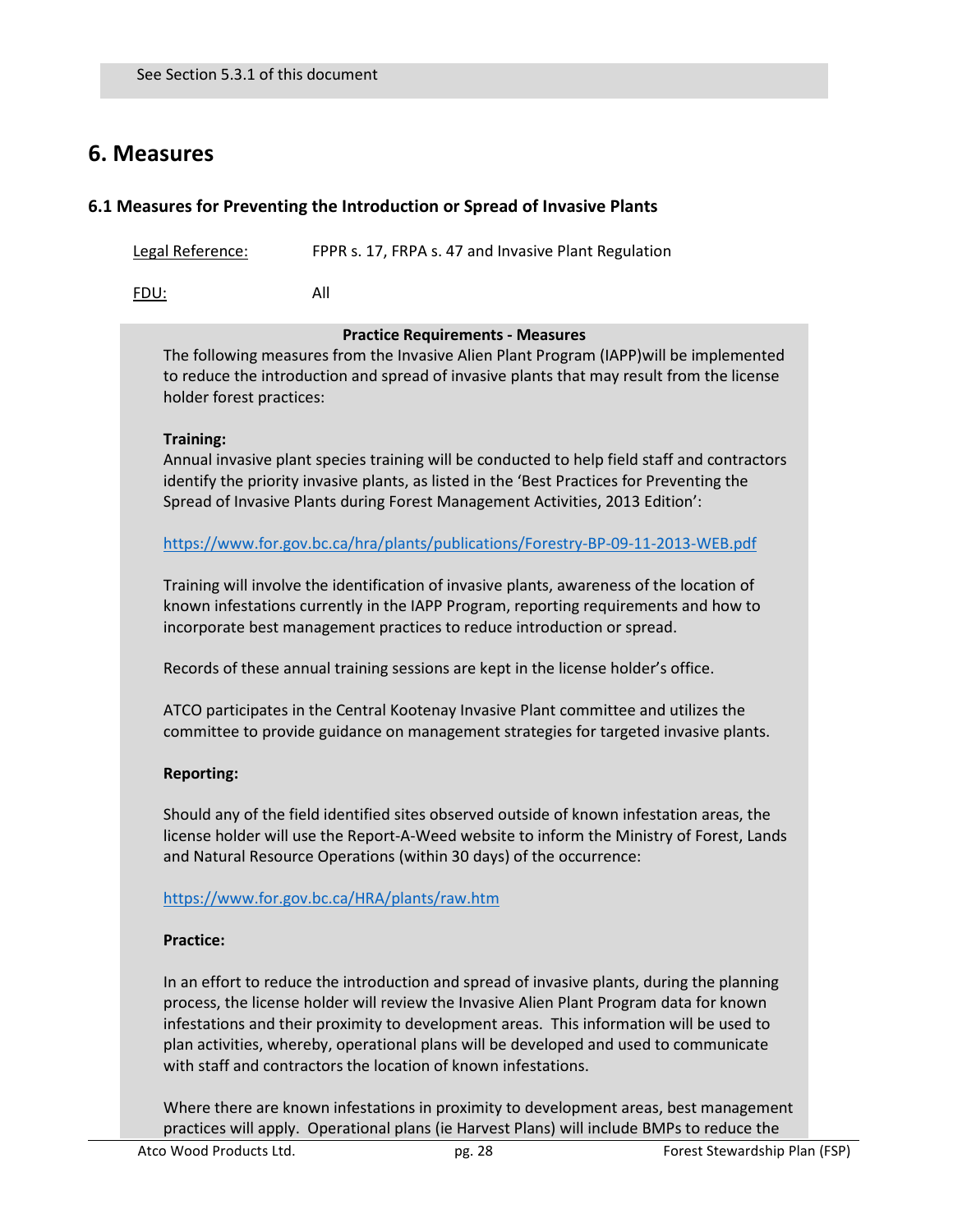See Section 5.3.1 of this document

# 6. Measures

## 6.1 Measures for Preventing the Introduction or Spread of Invasive Plants

Legal Reference: FPPR s. 17, FRPA s. 47 and Invasive Plant Regulation

FDU: All

**Practice Requirements - Measures**

The following measures from the Invasive Alien Plant Program (IAPP)will be implemented to reduce the introduction and spread of invasive plants that may result from the license holder forest practices:

**Training:**

Annual invasive plant species training will be conducted to help field staff and contractors identify the priority invasive plants, as listed in the 'Best Practices for Preventing the Spread of Invasive Plants during Forest Management Activities, 2013 Edition':

https://www.for.gov.bc.ca/hra/plants/publications/Forestry-BP-09-11-2013-WEB.pdf

Training will involve the identification of invasive plants, awareness of the location of known infestations currently in the IAPP Program, reporting requirements and how to incorporate best management practices to reduce introduction or spread.

Records of these annual training sessions are kept in the license holder's office.

ATCO participates in the Central Kootenay Invasive Plant committee and utilizes the committee to provide guidance on management strategies for targeted invasive plants.

**Reporting:**

Should any of the field identified sites observed outside of known infestation areas, the license holder will use the Report-A-Weed website to inform the Ministry of Forest, Lands and Natural Resource Operations (within 30 days) of the occurrence:

https://www.for.gov.bc.ca/HRA/plants/raw.htm

**Practice:**

In an effort to reduce the introduction and spread of invasive plants, during the planning process, the license holder will review the Invasive Alien Plant Program data for known infestations and their proximity to development areas. This information will be used to plan activities, whereby, operational plans will be developed and used to communicate with staff and contractors the location of known infestations.

Where there are known infestations in proximity to development areas, best management practices will apply. Operational plans (ie Harvest Plans) will include BMPs to reduce the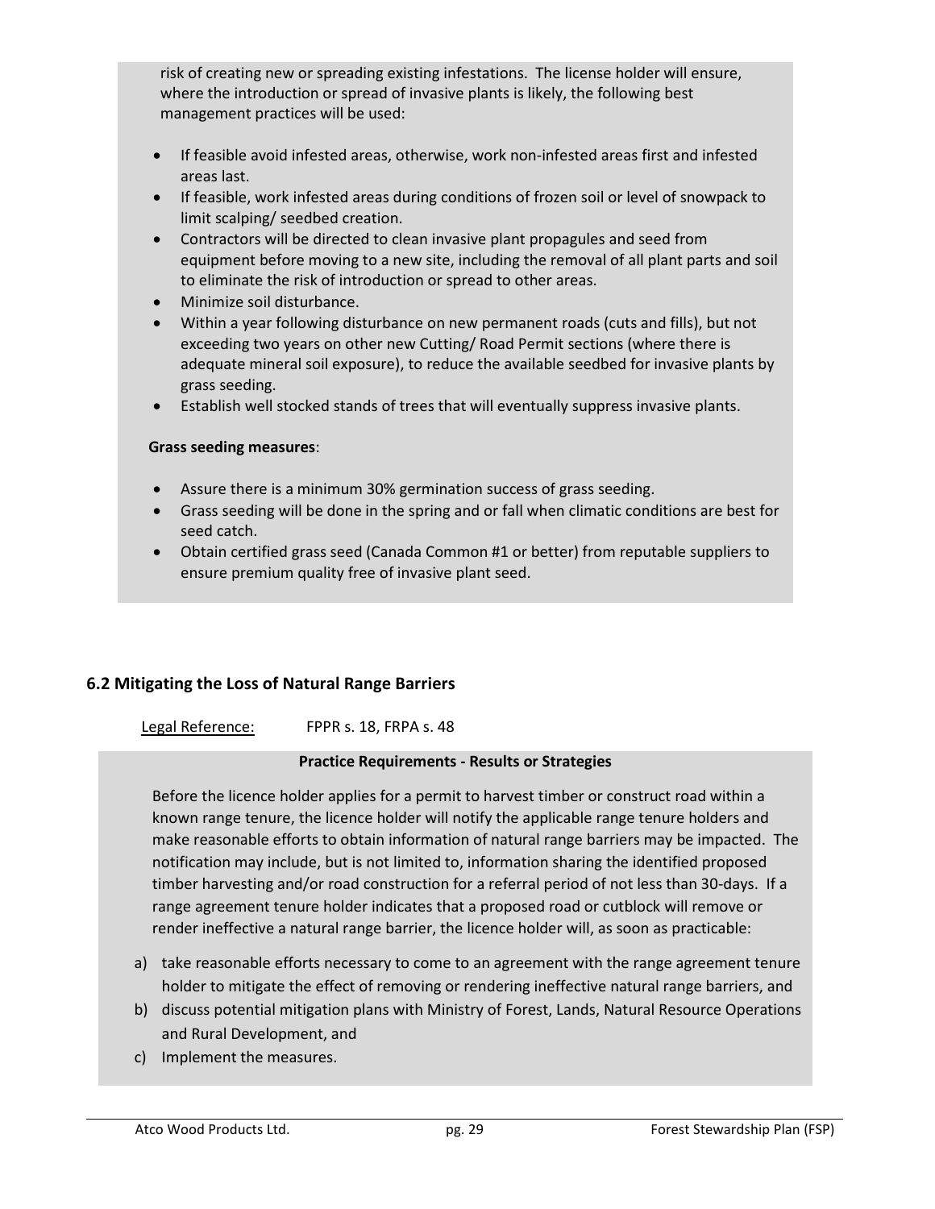risk of creating new or spreading existing infestations. The license holder will ensure, where the introduction or spread of invasive plants is likely, the following best management practices will be used:

- If feasible avoid infested areas, otherwise, work non-infested areas first and infested areas last.
- If feasible, work infested areas during conditions of frozen soil or level of snowpack to limit scalping/ seedbed creation.
- Contractors will be directed to clean invasive plant propagules and seed from equipment before moving to a new site, including the removal of all plant parts and soil to eliminate the risk of introduction or spread to other areas.
- Minimize soil disturbance.
- Within a year following disturbance on new permanent roads (cuts and fills), but not exceeding two years on other new Cutting/ Road Permit sections (where there is adequate mineral soil exposure), to reduce the available seedbed for invasive plants by grass seeding.
- Establish well stocked stands of trees that will eventually suppress invasive plants.

**Grass seeding measures**:

- Assure there is a minimum 30% germination success of grass seeding.
- Grass seeding will be done in the spring and or fall when climatic conditions are best for seed catch.
- Obtain certified grass seed (Canada Common #1 or better) from reputable suppliers to ensure premium quality free of invasive plant seed.

## 6.2 Mitigating the Loss of Natural Range Barriers

Legal Reference: FPPR s. 18, FRPA s. 48

**Practice Requirements - Results or Strategies**

Before the licence holder applies for a permit to harvest timber or construct road within a known range tenure, the licence holder will notify the applicable range tenure holders and make reasonable efforts to obtain information of natural range barriers may be impacted. The notification may include, but is not limited to, information sharing the identified proposed timber harvesting and/or road construction for a referral period of not less than 30-days. If a range agreement tenure holder indicates that a proposed road or cutblock will remove or render ineffective a natural range barrier, the licence holder will, as soon as practicable:

a) take reasonable efforts necessary to come to an agreement with the range agreement tenure holder to mitigate the effect of removing or rendering ineffective natural range barriers, and
b) discuss potential mitigation plans with Ministry of Forest, Lands, Natural Resource Operations and Rural Development, and
c) Implement the measures.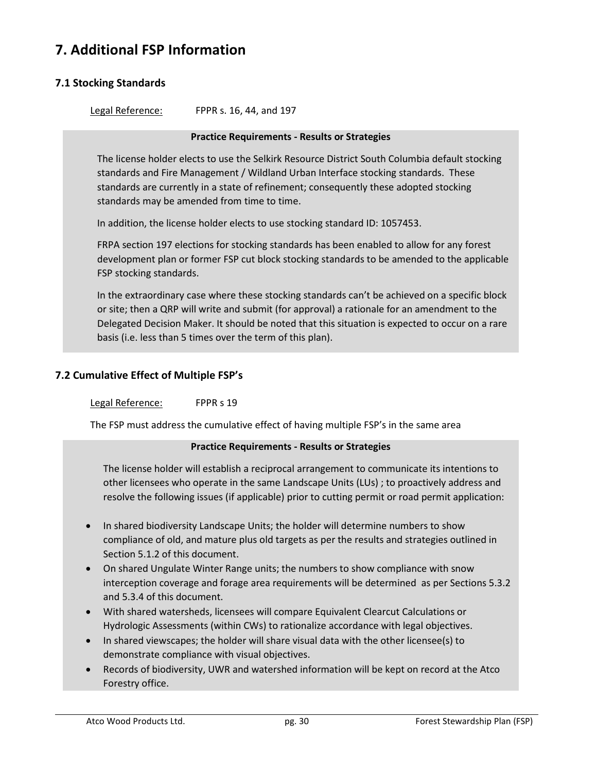# 7. Additional FSP Information

## 7.1 Stocking Standards

Legal Reference: FPPR s. 16, 44, and 197

**Practice Requirements - Results or Strategies**

The license holder elects to use the Selkirk Resource District South Columbia default stocking standards and Fire Management / Wildland Urban Interface stocking standards. These standards are currently in a state of refinement; consequently these adopted stocking standards may be amended from time to time.

In addition, the license holder elects to use stocking standard ID: 1057453.

FRPA section 197 elections for stocking standards has been enabled to allow for any forest development plan or former FSP cut block stocking standards to be amended to the applicable FSP stocking standards.

In the extraordinary case where these stocking standards can't be achieved on a specific block or site; then a QRP will write and submit (for approval) a rationale for an amendment to the Delegated Decision Maker. It should be noted that this situation is expected to occur on a rare basis (i.e. less than 5 times over the term of this plan).

## 7.2 Cumulative Effect of Multiple FSP's

Legal Reference: FPPR s 19

The FSP must address the cumulative effect of having multiple FSP's in the same area

**Practice Requirements - Results or Strategies**

The license holder will establish a reciprocal arrangement to communicate its intentions to other licensees who operate in the same Landscape Units (LUs) ; to proactively address and resolve the following issues (if applicable) prior to cutting permit or road permit application:

- In shared biodiversity Landscape Units; the holder will determine numbers to show compliance of old, and mature plus old targets as per the results and strategies outlined in Section 5.1.2 of this document.
- On shared Ungulate Winter Range units; the numbers to show compliance with snow interception coverage and forage area requirements will be determined as per Sections 5.3.2 and 5.3.4 of this document.
- With shared watersheds, licensees will compare Equivalent Clearcut Calculations or Hydrologic Assessments (within CWs) to rationalize accordance with legal objectives.
- In shared viewscapes; the holder will share visual data with the other licensee(s) to demonstrate compliance with visual objectives.
- Records of biodiversity, UWR and watershed information will be kept on record at the Atco Forestry office.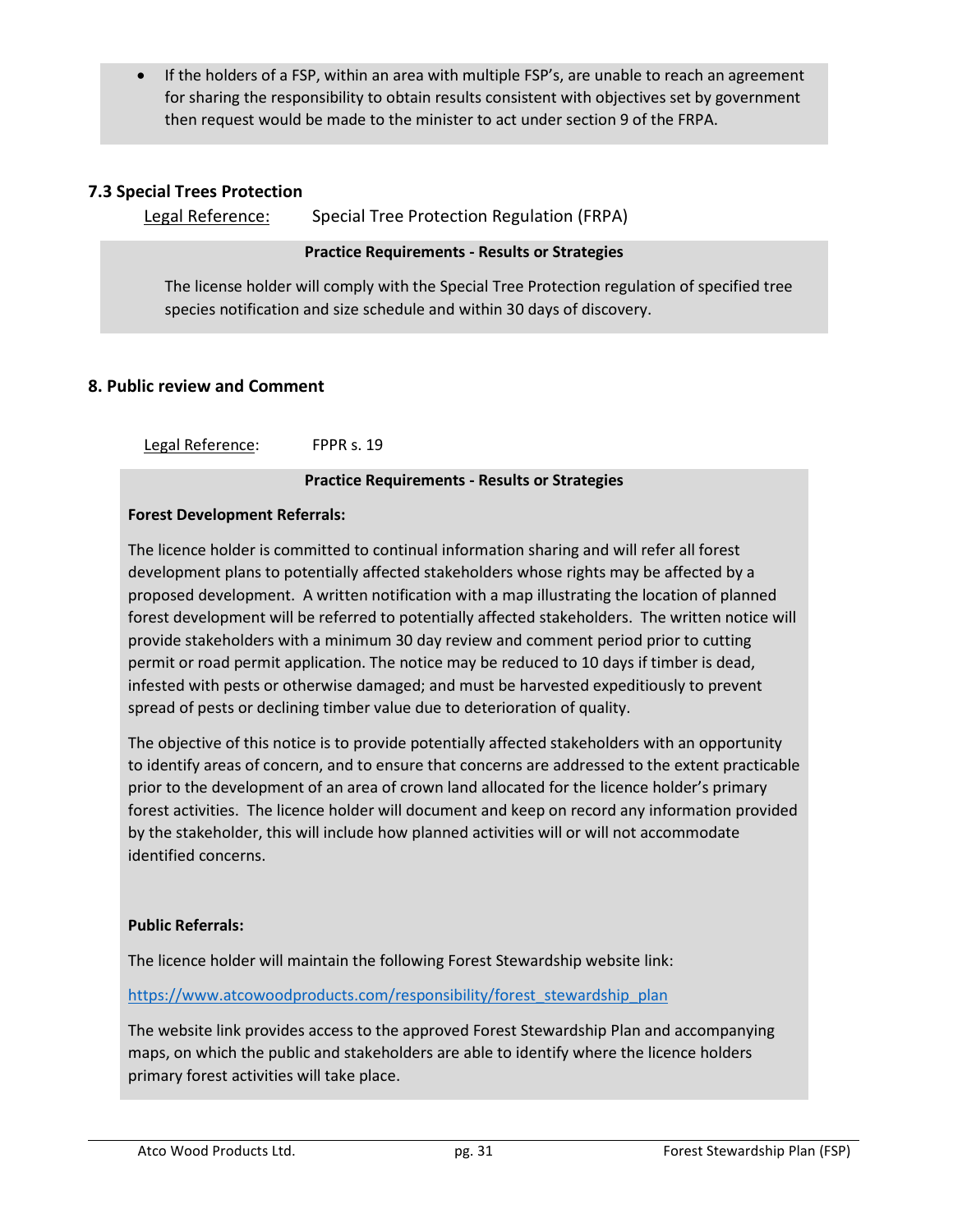- If the holders of a FSP, within an area with multiple FSP's, are unable to reach an agreement for sharing the responsibility to obtain results consistent with objectives set by government then request would be made to the minister to act under section 9 of the FRPA.

### 7.3 Special Trees Protection

Legal Reference: Special Tree Protection Regulation (FRPA)

**Practice Requirements - Results or Strategies**

The license holder will comply with the Special Tree Protection regulation of specified tree species notification and size schedule and within 30 days of discovery.

## 8. Public review and Comment

Legal Reference: FPPR s. 19

**Practice Requirements - Results or Strategies**

**Forest Development Referrals:**

The licence holder is committed to continual information sharing and will refer all forest development plans to potentially affected stakeholders whose rights may be affected by a proposed development. A written notification with a map illustrating the location of planned forest development will be referred to potentially affected stakeholders. The written notice will provide stakeholders with a minimum 30 day review and comment period prior to cutting permit or road permit application. The notice may be reduced to 10 days if timber is dead, infested with pests or otherwise damaged; and must be harvested expeditiously to prevent spread of pests or declining timber value due to deterioration of quality.

The objective of this notice is to provide potentially affected stakeholders with an opportunity to identify areas of concern, and to ensure that concerns are addressed to the extent practicable prior to the development of an area of crown land allocated for the licence holder's primary forest activities. The licence holder will document and keep on record any information provided by the stakeholder, this will include how planned activities will or will not accommodate identified concerns.

**Public Referrals:**

The licence holder will maintain the following Forest Stewardship website link:

https://www.atcowoodproducts.com/responsibility/forest_stewardship_plan

The website link provides access to the approved Forest Stewardship Plan and accompanying maps, on which the public and stakeholders are able to identify where the licence holders primary forest activities will take place.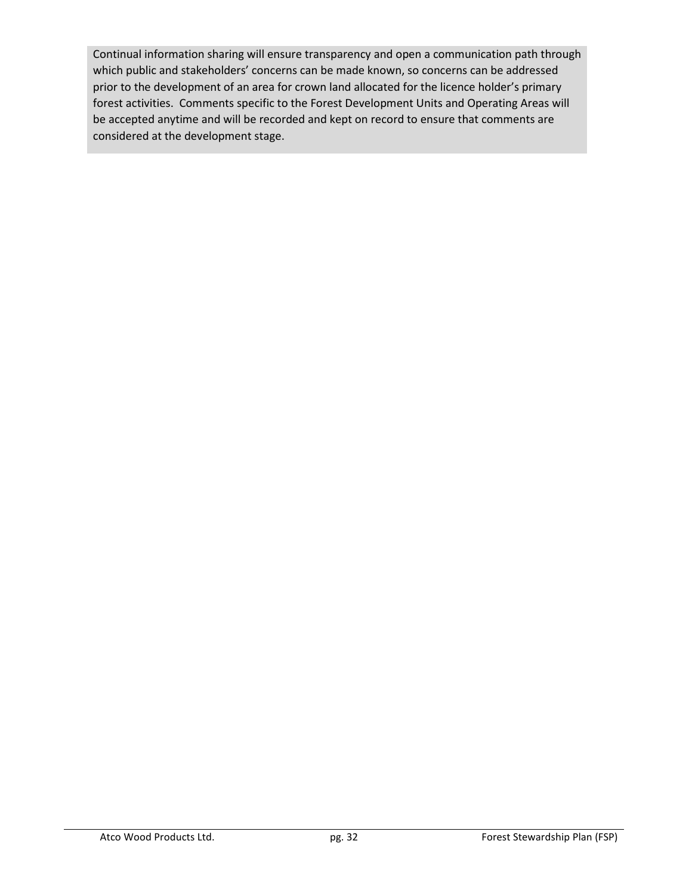Continual information sharing will ensure transparency and open a communication path through which public and stakeholders' concerns can be made known, so concerns can be addressed prior to the development of an area for crown land allocated for the licence holder's primary forest activities. Comments specific to the Forest Development Units and Operating Areas will be accepted anytime and will be recorded and kept on record to ensure that comments are considered at the development stage.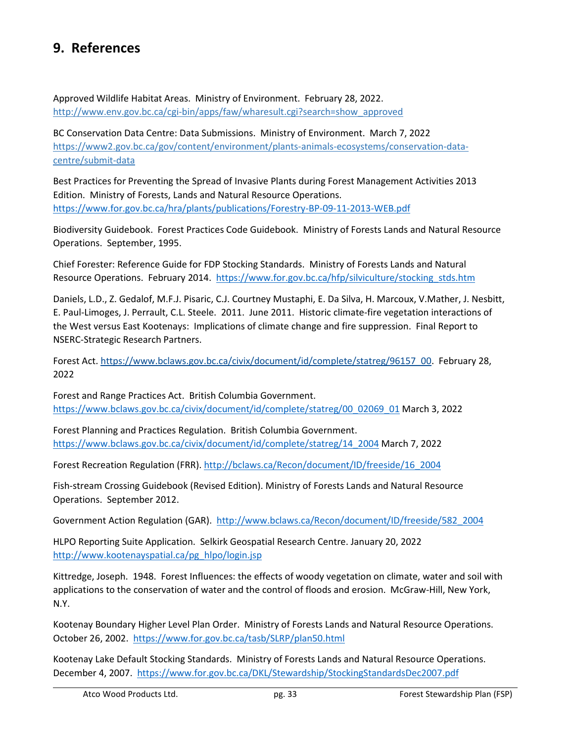## 9. References

Approved Wildlife Habitat Areas. Ministry of Environment. February 28, 2022. http://www.env.gov.bc.ca/cgi-bin/apps/faw/wharesult.cgi?search=show_approved

BC Conservation Data Centre: Data Submissions. Ministry of Environment. March 7, 2022 https://www2.gov.bc.ca/gov/content/environment/plants-animals-ecosystems/conservation-data-centre/submit-data

Best Practices for Preventing the Spread of Invasive Plants during Forest Management Activities 2013 Edition. Ministry of Forests, Lands and Natural Resource Operations. https://www.for.gov.bc.ca/hra/plants/publications/Forestry-BP-09-11-2013-WEB.pdf

Biodiversity Guidebook. Forest Practices Code Guidebook. Ministry of Forests Lands and Natural Resource Operations. September, 1995.

Chief Forester: Reference Guide for FDP Stocking Standards. Ministry of Forests Lands and Natural Resource Operations. February 2014. https://www.for.gov.bc.ca/hfp/silviculture/stocking_stds.htm

Daniels, L.D., Z. Gedalof, M.F.J. Pisaric, C.J. Courtney Mustaphi, E. Da Silva, H. Marcoux, V.Mather, J. Nesbitt, E. Paul-Limoges, J. Perrault, C.L. Steele. 2011. June 2011. Historic climate-fire vegetation interactions of the West versus East Kootenays: Implications of climate change and fire suppression. Final Report to NSERC-Strategic Research Partners.

Forest Act. https://www.bclaws.gov.bc.ca/civix/document/id/complete/statreg/96157_00. February 28, 2022

Forest and Range Practices Act. British Columbia Government. https://www.bclaws.gov.bc.ca/civix/document/id/complete/statreg/00_02069_01 March 3, 2022

Forest Planning and Practices Regulation. British Columbia Government. https://www.bclaws.gov.bc.ca/civix/document/id/complete/statreg/14_2004 March 7, 2022

Forest Recreation Regulation (FRR). http://bclaws.ca/Recon/document/ID/freeside/16_2004

Fish-stream Crossing Guidebook (Revised Edition). Ministry of Forests Lands and Natural Resource Operations. September 2012.

Government Action Regulation (GAR). http://www.bclaws.ca/Recon/document/ID/freeside/582_2004

HLPO Reporting Suite Application. Selkirk Geospatial Research Centre. January 20, 2022 http://www.kootenayspatial.ca/pg_hlpo/login.jsp

Kittredge, Joseph. 1948. Forest Influences: the effects of woody vegetation on climate, water and soil with applications to the conservation of water and the control of floods and erosion. McGraw-Hill, New York, N.Y.

Kootenay Boundary Higher Level Plan Order. Ministry of Forests Lands and Natural Resource Operations. October 26, 2002. https://www.for.gov.bc.ca/tasb/SLRP/plan50.html

Kootenay Lake Default Stocking Standards. Ministry of Forests Lands and Natural Resource Operations. December 4, 2007. https://www.for.gov.bc.ca/DKL/Stewardship/StockingStandardsDec2007.pdf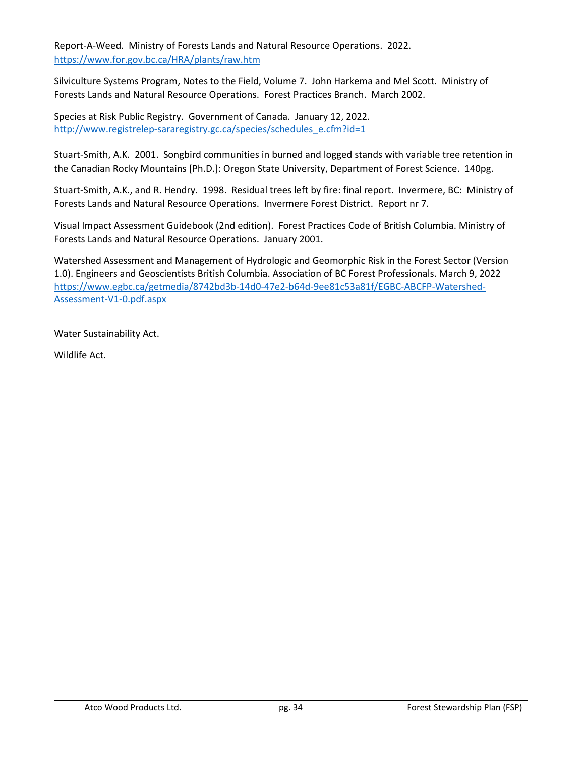Report-A-Weed. Ministry of Forests Lands and Natural Resource Operations. 2022. https://www.for.gov.bc.ca/HRA/plants/raw.htm

Silviculture Systems Program, Notes to the Field, Volume 7. John Harkema and Mel Scott. Ministry of Forests Lands and Natural Resource Operations. Forest Practices Branch. March 2002.

Species at Risk Public Registry. Government of Canada. January 12, 2022. http://www.registrelep-sararegistry.gc.ca/species/schedules_e.cfm?id=1

Stuart-Smith, A.K. 2001. Songbird communities in burned and logged stands with variable tree retention in the Canadian Rocky Mountains [Ph.D.]: Oregon State University, Department of Forest Science. 140pg.

Stuart-Smith, A.K., and R. Hendry. 1998. Residual trees left by fire: final report. Invermere, BC: Ministry of Forests Lands and Natural Resource Operations. Invermere Forest District. Report nr 7.

Visual Impact Assessment Guidebook (2nd edition). Forest Practices Code of British Columbia. Ministry of Forests Lands and Natural Resource Operations. January 2001.

Watershed Assessment and Management of Hydrologic and Geomorphic Risk in the Forest Sector (Version 1.0). Engineers and Geoscientists British Columbia. Association of BC Forest Professionals. March 9, 2022 https://www.egbc.ca/getmedia/8742bd3b-14d0-47e2-b64d-9ee81c53a81f/EGBC-ABCFP-Watershed-Assessment-V1-0.pdf.aspx

Water Sustainability Act.

Wildlife Act.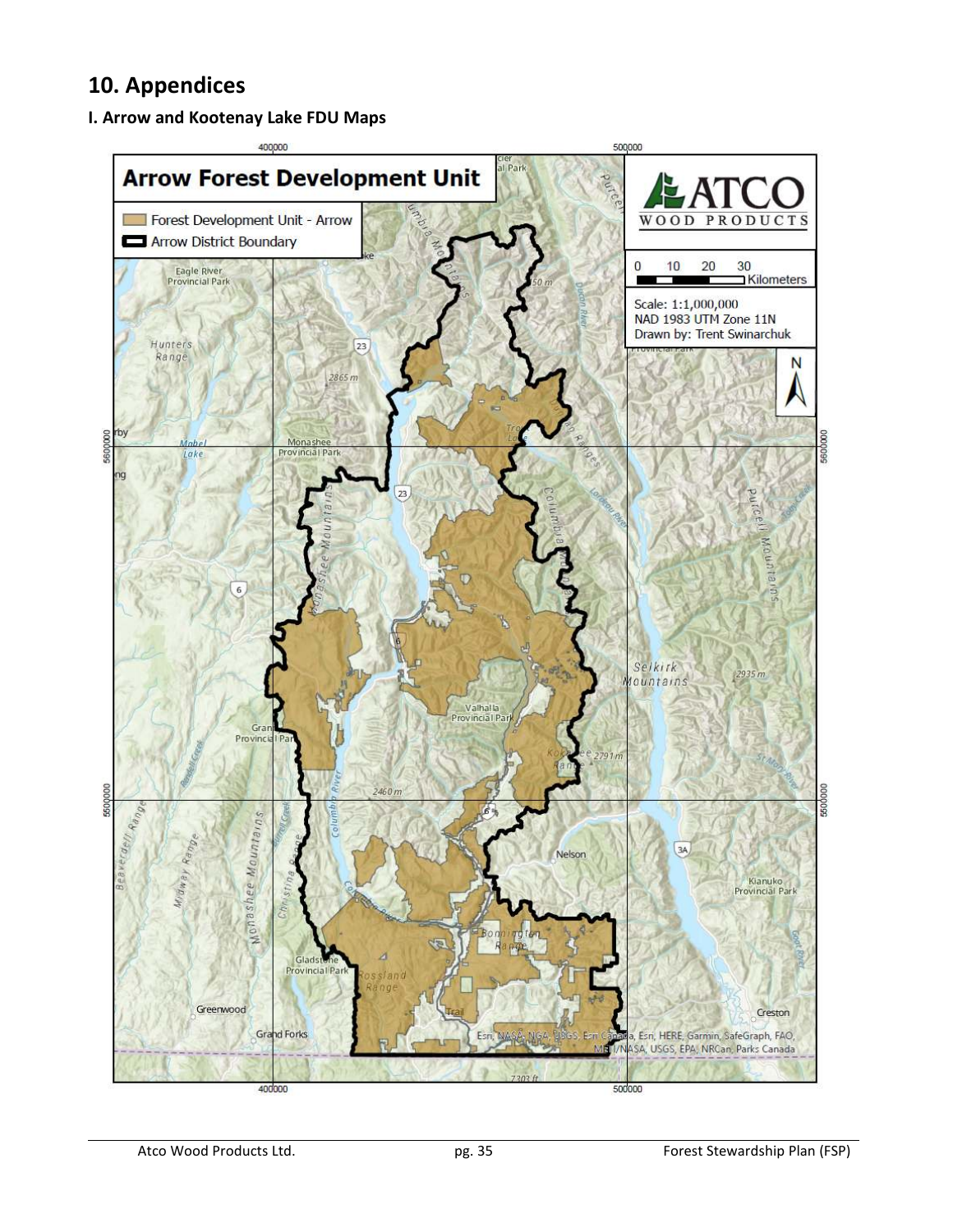# 10. Appendices

### I. Arrow and Kootenay Lake FDU Maps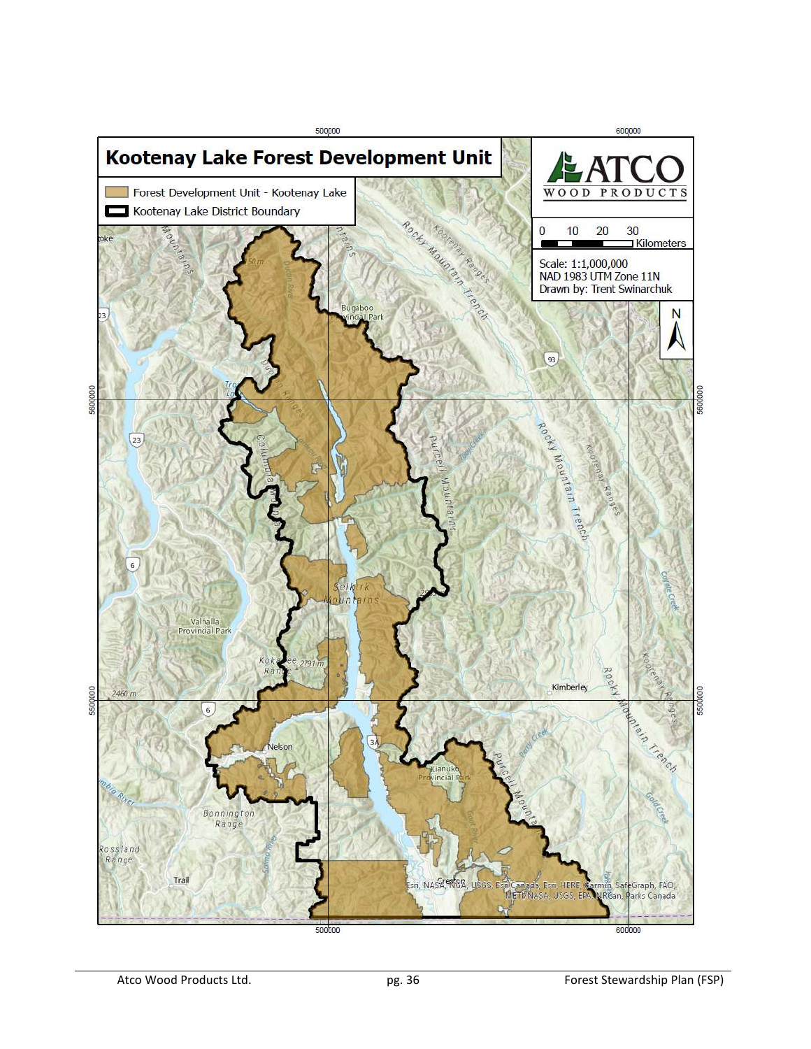# Kootenay Lake Forest Development Unit

- Forest Development Unit - Kootenay Lake
- Kootenay Lake District Boundary

ATCO WOOD PRODUCTS

0 10 20 30 Kilometers

Scale: 1:1,000,000
NAD 1983 UTM Zone 11N
Drawn by: Trent Swinarchuk

Esri, NASA, NGA, USGS, Esri Canada, Esri, HERE, Garmin, SafeGraph, FAO, METI/NASA, USGS, EPA, NRCan, Parks Canada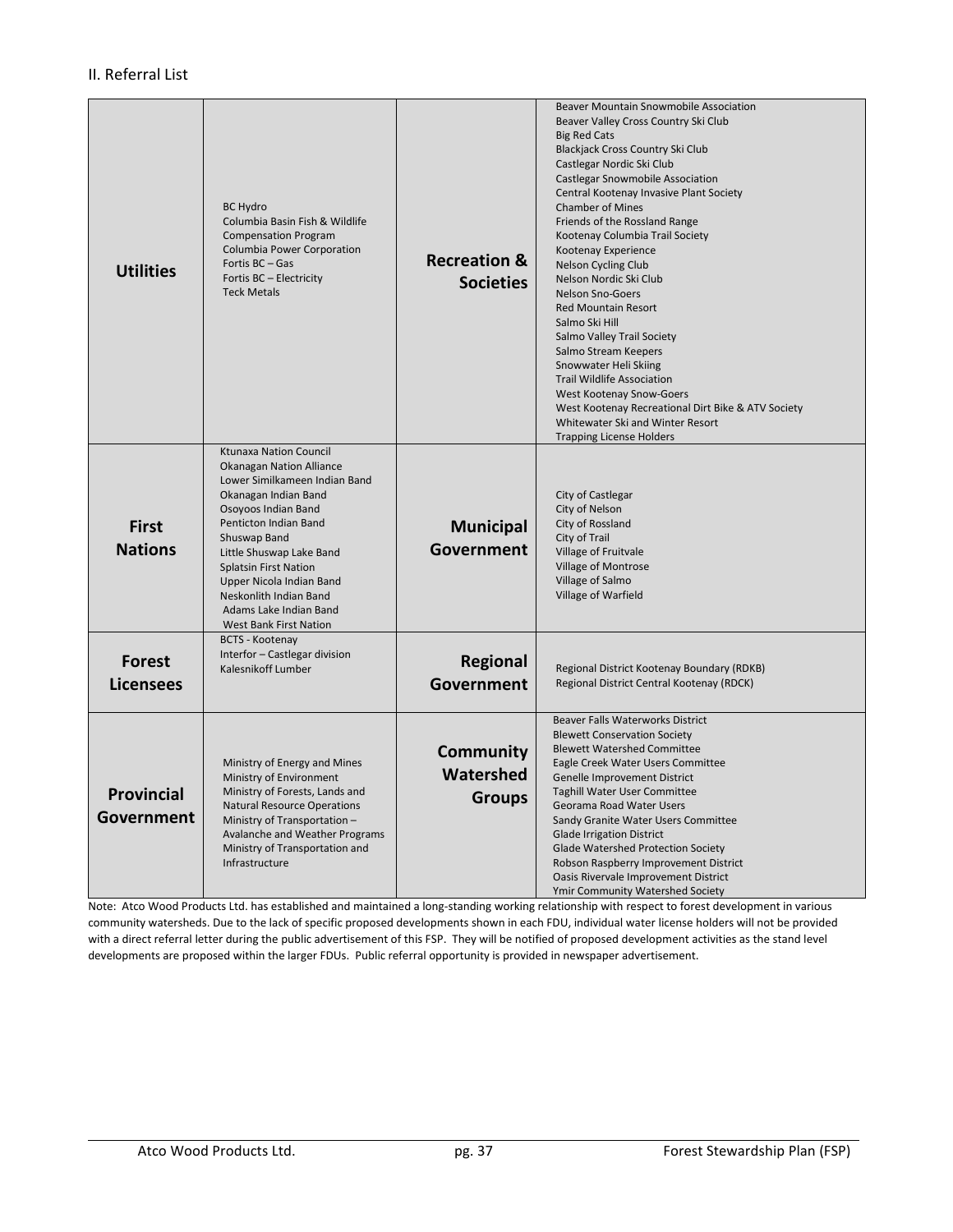## II. Referral List

| | | | |
|---|---|---|---|
| **Utilities** | BC Hydro<br>Columbia Basin Fish & Wildlife Compensation Program<br>Columbia Power Corporation<br>Fortis BC – Gas<br>Fortis BC – Electricity<br>Teck Metals | **Recreation & Societies** | Beaver Mountain Snowmobile Association<br>Beaver Valley Cross Country Ski Club<br>Big Red Cats<br>Blackjack Cross Country Ski Club<br>Castlegar Nordic Ski Club<br>Castlegar Snowmobile Association<br>Central Kootenay Invasive Plant Society<br>Chamber of Mines<br>Friends of the Rossland Range<br>Kootenay Columbia Trail Society<br>Kootenay Experience<br>Nelson Cycling Club<br>Nelson Nordic Ski Club<br>Nelson Sno-Goers<br>Red Mountain Resort<br>Salmo Ski Hill<br>Salmo Valley Trail Society<br>Salmo Stream Keepers<br>Snowwater Heli Skiing<br>Trail Wildlife Association<br>West Kootenay Snow-Goers<br>West Kootenay Recreational Dirt Bike & ATV Society<br>Whitewater Ski and Winter Resort<br>Trapping License Holders |
| **First Nations** | Ktunaxa Nation Council<br>Okanagan Nation Alliance<br>Lower Similkameen Indian Band<br>Okanagan Indian Band<br>Osoyoos Indian Band<br>Penticton Indian Band<br>Shuswap Band<br>Little Shuswap Lake Band<br>Splatsin First Nation<br>Upper Nicola Indian Band<br>Neskonlith Indian Band<br>Adams Lake Indian Band<br>West Bank First Nation | **Municipal Government** | City of Castlegar<br>City of Nelson<br>City of Rossland<br>City of Trail<br>Village of Fruitvale<br>Village of Montrose<br>Village of Salmo<br>Village of Warfield |
| **Forest Licensees** | BCTS - Kootenay<br>Interfor – Castlegar division<br>Kalesnikoff Lumber | **Regional Government** | Regional District Kootenay Boundary (RDKB)<br>Regional District Central Kootenay (RDCK) |
| **Provincial Government** | Ministry of Energy and Mines<br>Ministry of Environment<br>Ministry of Forests, Lands and Natural Resource Operations<br>Ministry of Transportation – Avalanche and Weather Programs<br>Ministry of Transportation and Infrastructure | **Community Watershed Groups** | Beaver Falls Waterworks District<br>Blewett Conservation Society<br>Blewett Watershed Committee<br>Eagle Creek Water Users Committee<br>Genelle Improvement District<br>Taghill Water User Committee<br>Georama Road Water Users<br>Sandy Granite Water Users Committee<br>Glade Irrigation District<br>Glade Watershed Protection Society<br>Robson Raspberry Improvement District<br>Oasis Rivervale Improvement District<br>Ymir Community Watershed Society |

Note: Atco Wood Products Ltd. has established and maintained a long-standing working relationship with respect to forest development in various community watersheds. Due to the lack of specific proposed developments shown in each FDU, individual water license holders will not be provided with a direct referral letter during the public advertisement of this FSP. They will be notified of proposed development activities as the stand level developments are proposed within the larger FDUs. Public referral opportunity is provided in newspaper advertisement.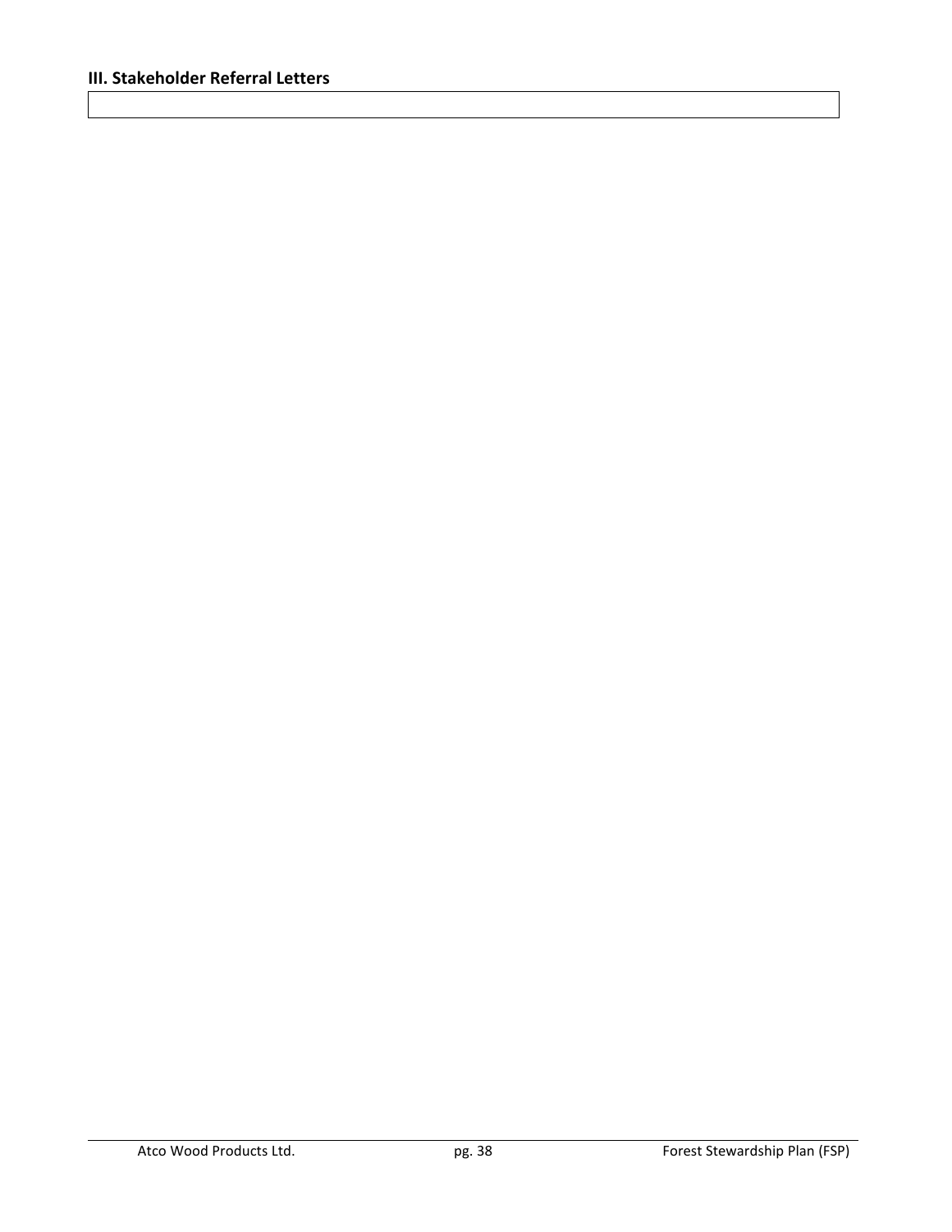### III. Stakeholder Referral Letters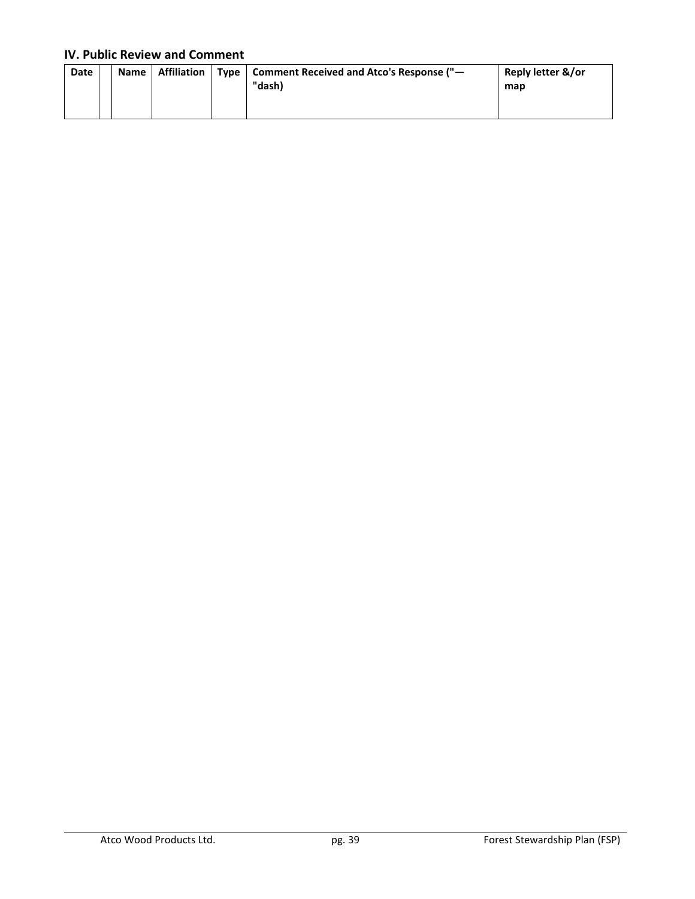## IV. Public Review and Comment

| Date | | Name | Affiliation | Type | Comment Received and Atco's Response ("—"dash) | Reply letter &/or map |
|---|---|---|---|---|---|---|
| | | | | | | |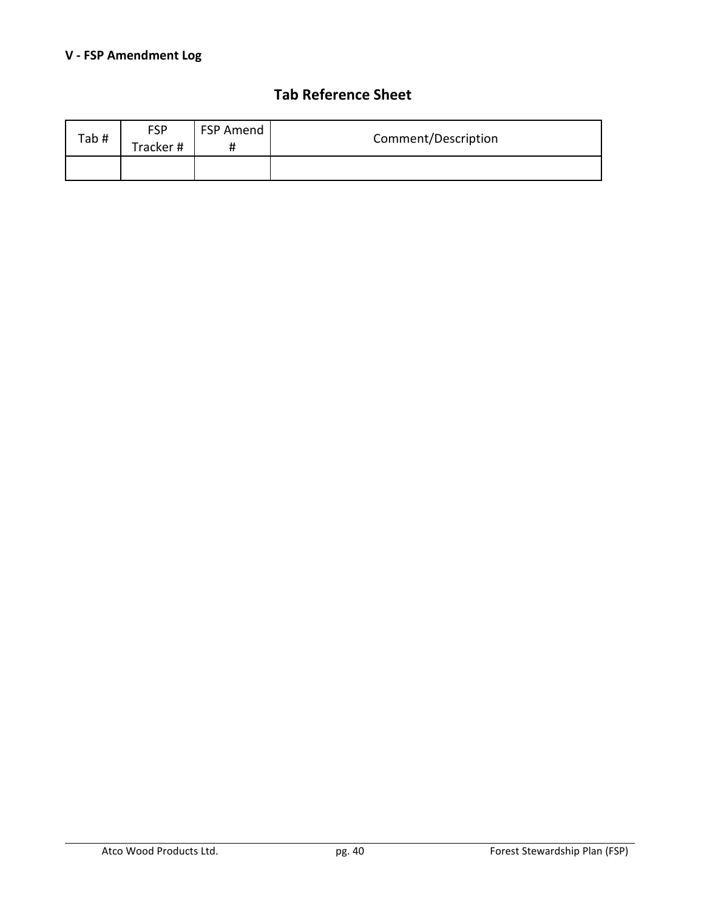**V - FSP Amendment Log**

## Tab Reference Sheet

| Tab # | FSP Tracker # | FSP Amend # | Comment/Description |
|---|---|---|---|
| | | | |